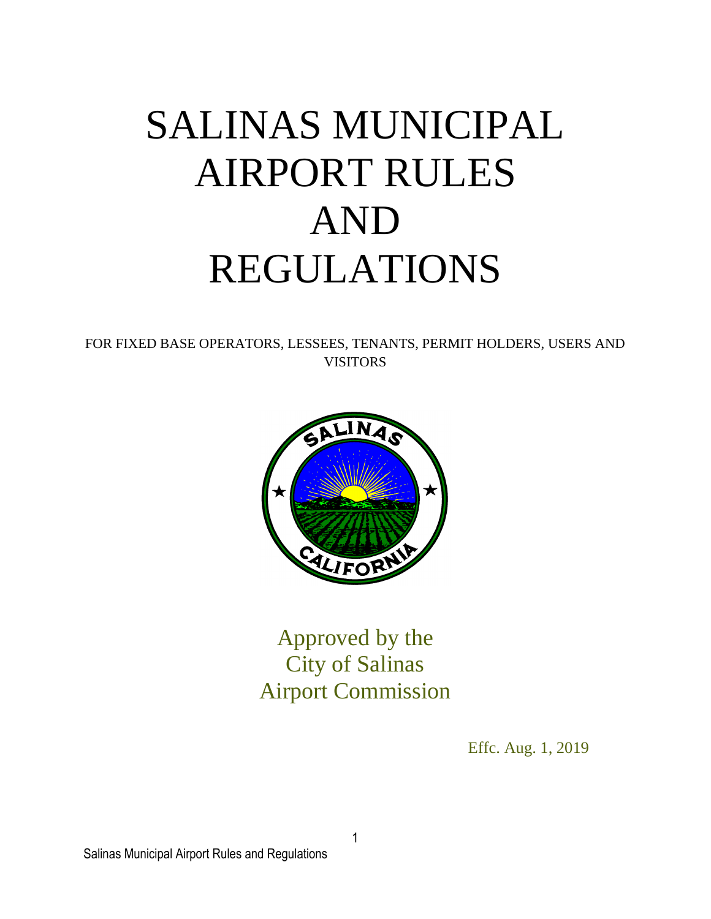# SALINAS MUNICIPAL AIRPORT RULES AND REGULATIONS

FOR FIXED BASE OPERATORS, LESSEES, TENANTS, PERMIT HOLDERS, USERS AND VISITORS

Approved by the
City of Salinas
Airport Commission

Effc. Aug. 1, 2019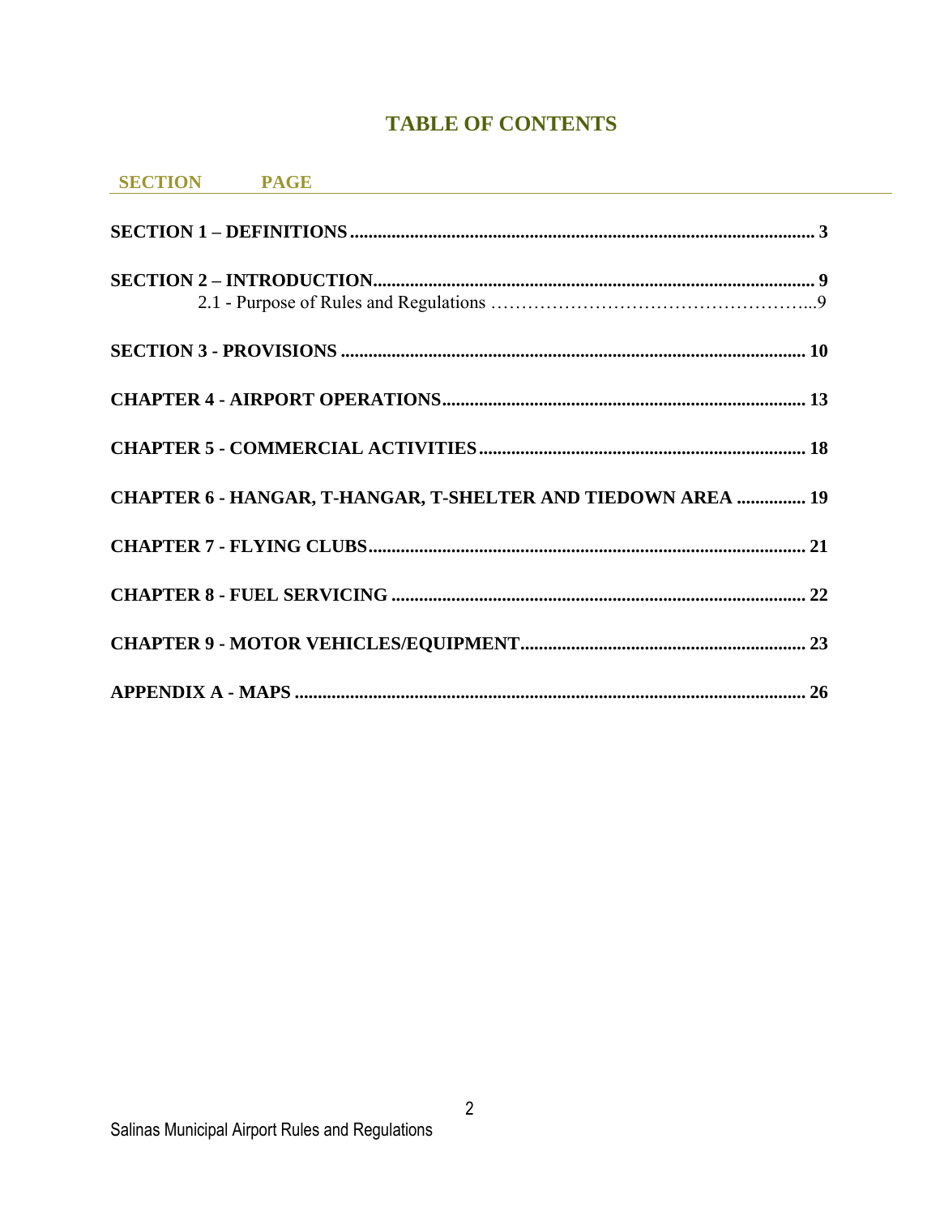# TABLE OF CONTENTS

| SECTION | PAGE |
|---|---|
| **SECTION 1 – DEFINITIONS** | **3** |
| **SECTION 2 – INTRODUCTION** | **9** |
| 2.1 - Purpose of Rules and Regulations | 9 |
| **SECTION 3 - PROVISIONS** | **10** |
| **CHAPTER 4 - AIRPORT OPERATIONS** | **13** |
| **CHAPTER 5 - COMMERCIAL ACTIVITIES** | **18** |
| **CHAPTER 6 - HANGAR, T-HANGAR, T-SHELTER AND TIEDOWN AREA** | **19** |
| **CHAPTER 7 - FLYING CLUBS** | **21** |
| **CHAPTER 8 - FUEL SERVICING** | **22** |
| **CHAPTER 9 - MOTOR VEHICLES/EQUIPMENT** | **23** |
| **APPENDIX A - MAPS** | **26** |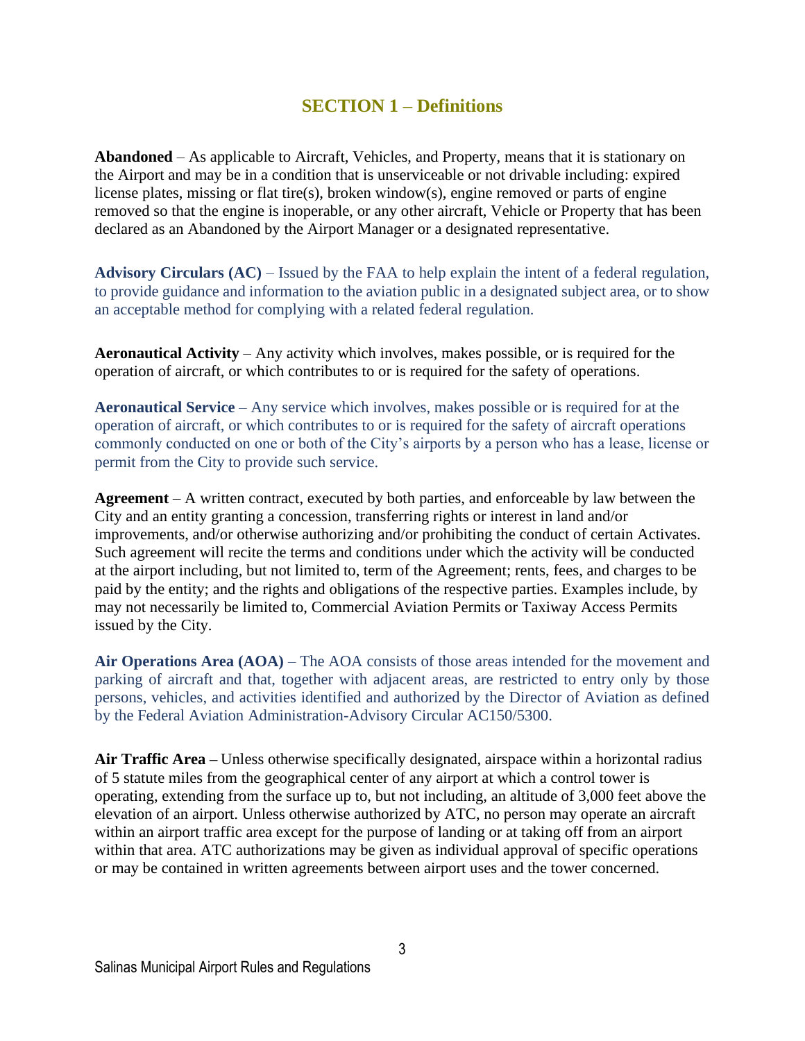## SECTION 1 – Definitions

**Abandoned** – As applicable to Aircraft, Vehicles, and Property, means that it is stationary on the Airport and may be in a condition that is unserviceable or not drivable including: expired license plates, missing or flat tire(s), broken window(s), engine removed or parts of engine removed so that the engine is inoperable, or any other aircraft, Vehicle or Property that has been declared as an Abandoned by the Airport Manager or a designated representative.

**Advisory Circulars (AC)** – Issued by the FAA to help explain the intent of a federal regulation, to provide guidance and information to the aviation public in a designated subject area, or to show an acceptable method for complying with a related federal regulation.

**Aeronautical Activity** – Any activity which involves, makes possible, or is required for the operation of aircraft, or which contributes to or is required for the safety of operations.

**Aeronautical Service** – Any service which involves, makes possible or is required for at the operation of aircraft, or which contributes to or is required for the safety of aircraft operations commonly conducted on one or both of the City's airports by a person who has a lease, license or permit from the City to provide such service.

**Agreement** – A written contract, executed by both parties, and enforceable by law between the City and an entity granting a concession, transferring rights or interest in land and/or improvements, and/or otherwise authorizing and/or prohibiting the conduct of certain Activates. Such agreement will recite the terms and conditions under which the activity will be conducted at the airport including, but not limited to, term of the Agreement; rents, fees, and charges to be paid by the entity; and the rights and obligations of the respective parties. Examples include, by may not necessarily be limited to, Commercial Aviation Permits or Taxiway Access Permits issued by the City.

**Air Operations Area (AOA)** – The AOA consists of those areas intended for the movement and parking of aircraft and that, together with adjacent areas, are restricted to entry only by those persons, vehicles, and activities identified and authorized by the Director of Aviation as defined by the Federal Aviation Administration-Advisory Circular AC150/5300.

**Air Traffic Area –** Unless otherwise specifically designated, airspace within a horizontal radius of 5 statute miles from the geographical center of any airport at which a control tower is operating, extending from the surface up to, but not including, an altitude of 3,000 feet above the elevation of an airport. Unless otherwise authorized by ATC, no person may operate an aircraft within an airport traffic area except for the purpose of landing or at taking off from an airport within that area. ATC authorizations may be given as individual approval of specific operations or may be contained in written agreements between airport uses and the tower concerned.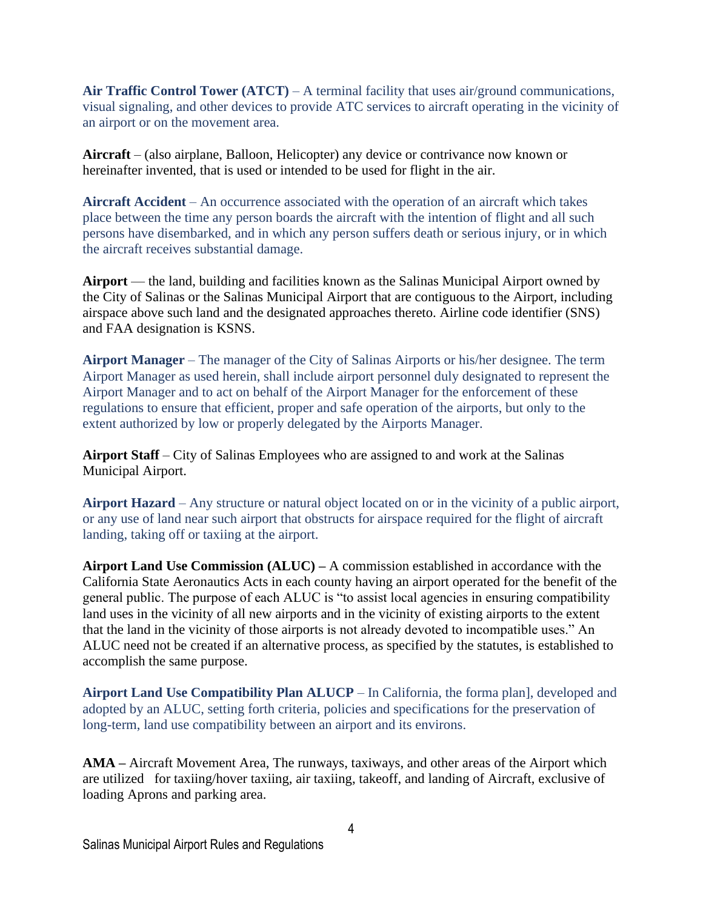**Air Traffic Control Tower (ATCT)** – A terminal facility that uses air/ground communications, visual signaling, and other devices to provide ATC services to aircraft operating in the vicinity of an airport or on the movement area.

**Aircraft** – (also airplane, Balloon, Helicopter) any device or contrivance now known or hereinafter invented, that is used or intended to be used for flight in the air.

**Aircraft Accident** – An occurrence associated with the operation of an aircraft which takes place between the time any person boards the aircraft with the intention of flight and all such persons have disembarked, and in which any person suffers death or serious injury, or in which the aircraft receives substantial damage.

**Airport** — the land, building and facilities known as the Salinas Municipal Airport owned by the City of Salinas or the Salinas Municipal Airport that are contiguous to the Airport, including airspace above such land and the designated approaches thereto. Airline code identifier (SNS) and FAA designation is KSNS.

**Airport Manager** – The manager of the City of Salinas Airports or his/her designee. The term Airport Manager as used herein, shall include airport personnel duly designated to represent the Airport Manager and to act on behalf of the Airport Manager for the enforcement of these regulations to ensure that efficient, proper and safe operation of the airports, but only to the extent authorized by low or properly delegated by the Airports Manager.

**Airport Staff** – City of Salinas Employees who are assigned to and work at the Salinas Municipal Airport.

**Airport Hazard** – Any structure or natural object located on or in the vicinity of a public airport, or any use of land near such airport that obstructs for airspace required for the flight of aircraft landing, taking off or taxiing at the airport.

**Airport Land Use Commission (ALUC) –** A commission established in accordance with the California State Aeronautics Acts in each county having an airport operated for the benefit of the general public. The purpose of each ALUC is "to assist local agencies in ensuring compatibility land uses in the vicinity of all new airports and in the vicinity of existing airports to the extent that the land in the vicinity of those airports is not already devoted to incompatible uses." An ALUC need not be created if an alternative process, as specified by the statutes, is established to accomplish the same purpose.

**Airport Land Use Compatibility Plan ALUCP** – In California, the forma plan], developed and adopted by an ALUC, setting forth criteria, policies and specifications for the preservation of long-term, land use compatibility between an airport and its environs.

**AMA –** Aircraft Movement Area, The runways, taxiways, and other areas of the Airport which are utilized for taxiing/hover taxiing, air taxiing, takeoff, and landing of Aircraft, exclusive of loading Aprons and parking area.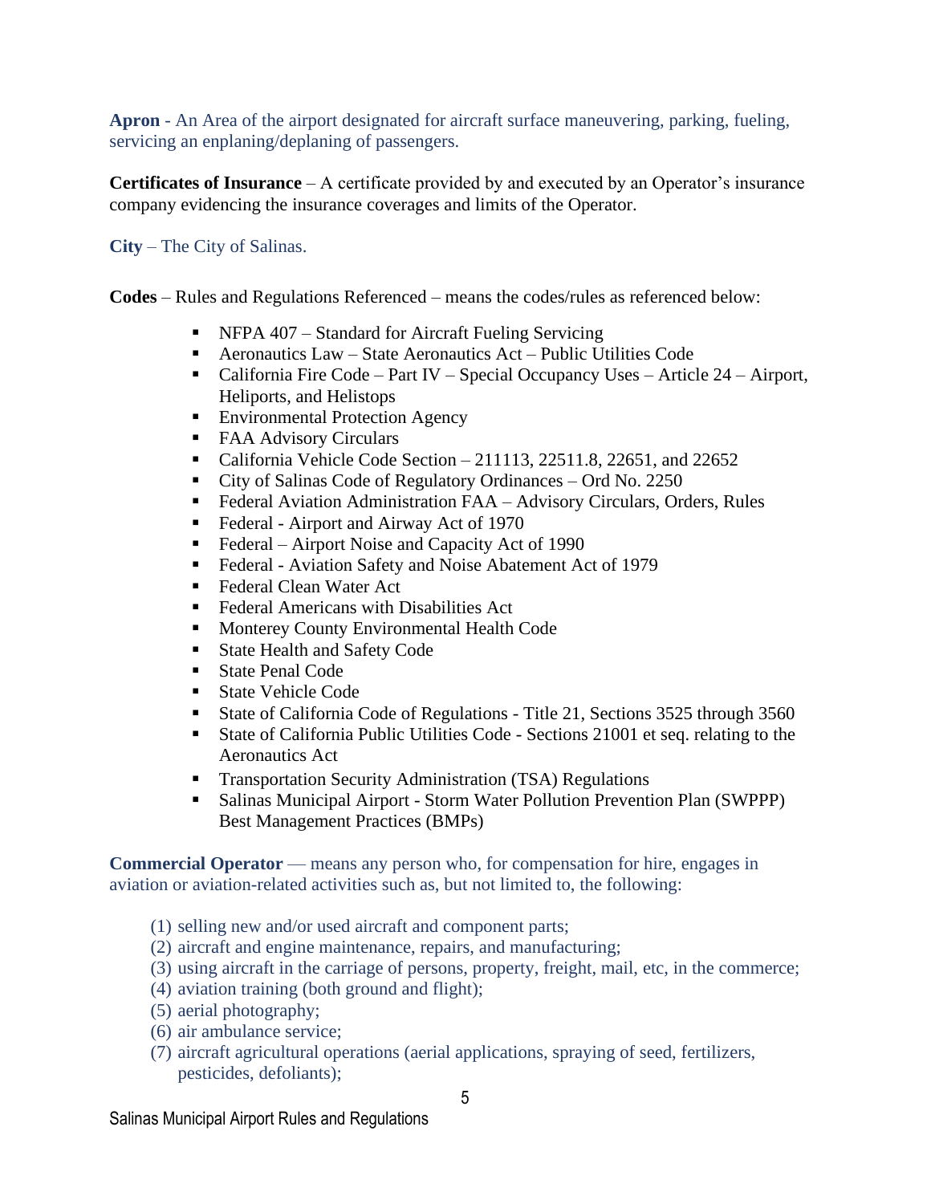**Apron** - An Area of the airport designated for aircraft surface maneuvering, parking, fueling, servicing an enplaning/deplaning of passengers.

**Certificates of Insurance** – A certificate provided by and executed by an Operator's insurance company evidencing the insurance coverages and limits of the Operator.

**City** – The City of Salinas.

**Codes** – Rules and Regulations Referenced – means the codes/rules as referenced below:

- NFPA 407 – Standard for Aircraft Fueling Servicing
- Aeronautics Law – State Aeronautics Act – Public Utilities Code
- California Fire Code – Part IV – Special Occupancy Uses – Article 24 – Airport, Heliports, and Helistops
- Environmental Protection Agency
- FAA Advisory Circulars
- California Vehicle Code Section – 211113, 22511.8, 22651, and 22652
- City of Salinas Code of Regulatory Ordinances – Ord No. 2250
- Federal Aviation Administration FAA – Advisory Circulars, Orders, Rules
- Federal - Airport and Airway Act of 1970
- Federal – Airport Noise and Capacity Act of 1990
- Federal - Aviation Safety and Noise Abatement Act of 1979
- Federal Clean Water Act
- Federal Americans with Disabilities Act
- Monterey County Environmental Health Code
- State Health and Safety Code
- State Penal Code
- State Vehicle Code
- State of California Code of Regulations - Title 21, Sections 3525 through 3560
- State of California Public Utilities Code - Sections 21001 et seq. relating to the Aeronautics Act
- Transportation Security Administration (TSA) Regulations
- Salinas Municipal Airport - Storm Water Pollution Prevention Plan (SWPPP) Best Management Practices (BMPs)

**Commercial Operator** — means any person who, for compensation for hire, engages in aviation or aviation-related activities such as, but not limited to, the following:

(1) selling new and/or used aircraft and component parts;
(2) aircraft and engine maintenance, repairs, and manufacturing;
(3) using aircraft in the carriage of persons, property, freight, mail, etc, in the commerce;
(4) aviation training (both ground and flight);
(5) aerial photography;
(6) air ambulance service;
(7) aircraft agricultural operations (aerial applications, spraying of seed, fertilizers, pesticides, defoliants);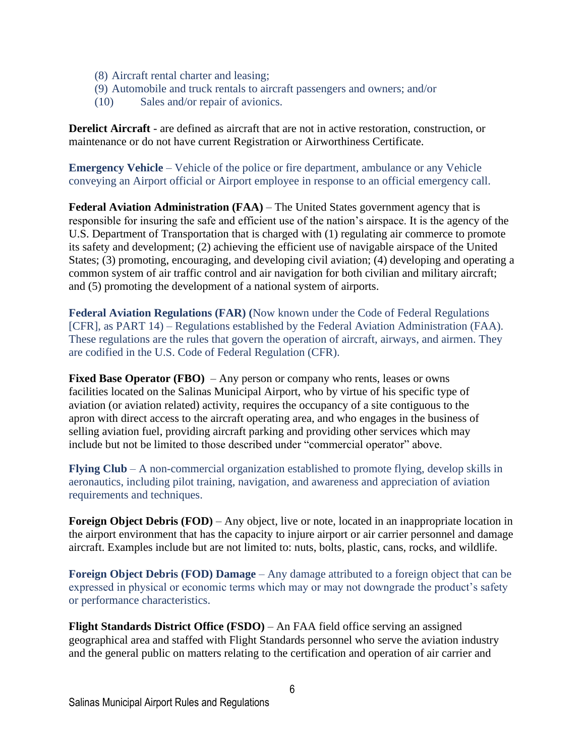(8) Aircraft rental charter and leasing;
(9) Automobile and truck rentals to aircraft passengers and owners; and/or
(10) Sales and/or repair of avionics.

**Derelict Aircraft** - are defined as aircraft that are not in active restoration, construction, or maintenance or do not have current Registration or Airworthiness Certificate.

**Emergency Vehicle** – Vehicle of the police or fire department, ambulance or any Vehicle conveying an Airport official or Airport employee in response to an official emergency call.

**Federal Aviation Administration (FAA)** – The United States government agency that is responsible for insuring the safe and efficient use of the nation's airspace. It is the agency of the U.S. Department of Transportation that is charged with (1) regulating air commerce to promote its safety and development; (2) achieving the efficient use of navigable airspace of the United States; (3) promoting, encouraging, and developing civil aviation; (4) developing and operating a common system of air traffic control and air navigation for both civilian and military aircraft; and (5) promoting the development of a national system of airports.

**Federal Aviation Regulations (FAR) (**Now known under the Code of Federal Regulations [CFR], as PART 14) – Regulations established by the Federal Aviation Administration (FAA). These regulations are the rules that govern the operation of aircraft, airways, and airmen. They are codified in the U.S. Code of Federal Regulation (CFR).

**Fixed Base Operator (FBO)** – Any person or company who rents, leases or owns facilities located on the Salinas Municipal Airport, who by virtue of his specific type of aviation (or aviation related) activity, requires the occupancy of a site contiguous to the apron with direct access to the aircraft operating area, and who engages in the business of selling aviation fuel, providing aircraft parking and providing other services which may include but not be limited to those described under "commercial operator" above.

**Flying Club** – A non-commercial organization established to promote flying, develop skills in aeronautics, including pilot training, navigation, and awareness and appreciation of aviation requirements and techniques.

**Foreign Object Debris (FOD)** – Any object, live or note, located in an inappropriate location in the airport environment that has the capacity to injure airport or air carrier personnel and damage aircraft. Examples include but are not limited to: nuts, bolts, plastic, cans, rocks, and wildlife.

**Foreign Object Debris (FOD) Damage** – Any damage attributed to a foreign object that can be expressed in physical or economic terms which may or may not downgrade the product's safety or performance characteristics.

**Flight Standards District Office (FSDO)** – An FAA field office serving an assigned geographical area and staffed with Flight Standards personnel who serve the aviation industry and the general public on matters relating to the certification and operation of air carrier and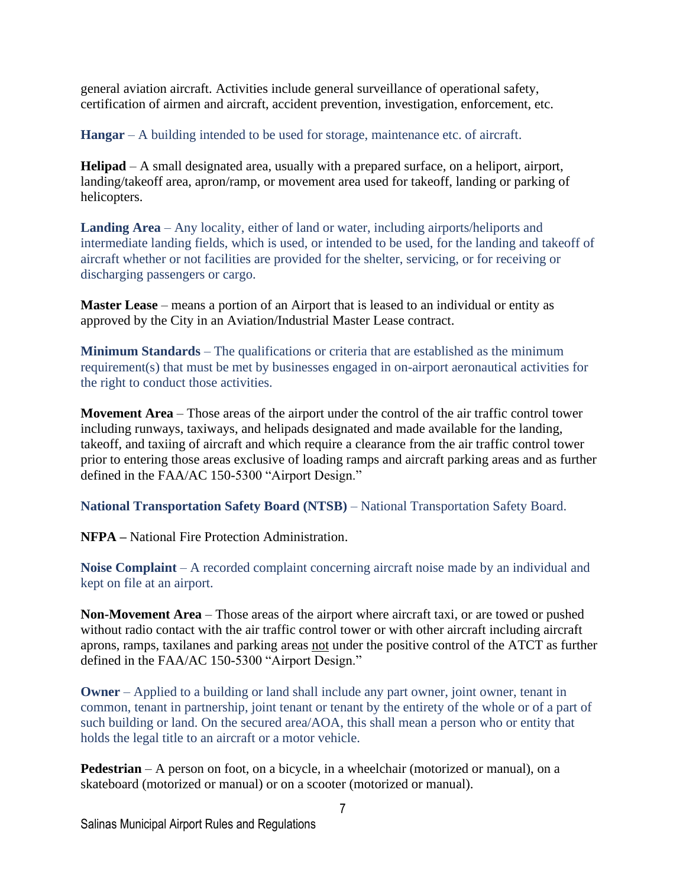general aviation aircraft. Activities include general surveillance of operational safety, certification of airmen and aircraft, accident prevention, investigation, enforcement, etc.

**Hangar** – A building intended to be used for storage, maintenance etc. of aircraft.

**Helipad** – A small designated area, usually with a prepared surface, on a heliport, airport, landing/takeoff area, apron/ramp, or movement area used for takeoff, landing or parking of helicopters.

**Landing Area** – Any locality, either of land or water, including airports/heliports and intermediate landing fields, which is used, or intended to be used, for the landing and takeoff of aircraft whether or not facilities are provided for the shelter, servicing, or for receiving or discharging passengers or cargo.

**Master Lease** – means a portion of an Airport that is leased to an individual or entity as approved by the City in an Aviation/Industrial Master Lease contract.

**Minimum Standards** – The qualifications or criteria that are established as the minimum requirement(s) that must be met by businesses engaged in on-airport aeronautical activities for the right to conduct those activities.

**Movement Area** – Those areas of the airport under the control of the air traffic control tower including runways, taxiways, and helipads designated and made available for the landing, takeoff, and taxiing of aircraft and which require a clearance from the air traffic control tower prior to entering those areas exclusive of loading ramps and aircraft parking areas and as further defined in the FAA/AC 150-5300 "Airport Design."

**National Transportation Safety Board (NTSB)** – National Transportation Safety Board.

**NFPA –** National Fire Protection Administration.

**Noise Complaint** – A recorded complaint concerning aircraft noise made by an individual and kept on file at an airport.

**Non-Movement Area** – Those areas of the airport where aircraft taxi, or are towed or pushed without radio contact with the air traffic control tower or with other aircraft including aircraft aprons, ramps, taxilanes and parking areas not under the positive control of the ATCT as further defined in the FAA/AC 150-5300 "Airport Design."

**Owner** – Applied to a building or land shall include any part owner, joint owner, tenant in common, tenant in partnership, joint tenant or tenant by the entirety of the whole or of a part of such building or land. On the secured area/AOA, this shall mean a person who or entity that holds the legal title to an aircraft or a motor vehicle.

**Pedestrian** – A person on foot, on a bicycle, in a wheelchair (motorized or manual), on a skateboard (motorized or manual) or on a scooter (motorized or manual).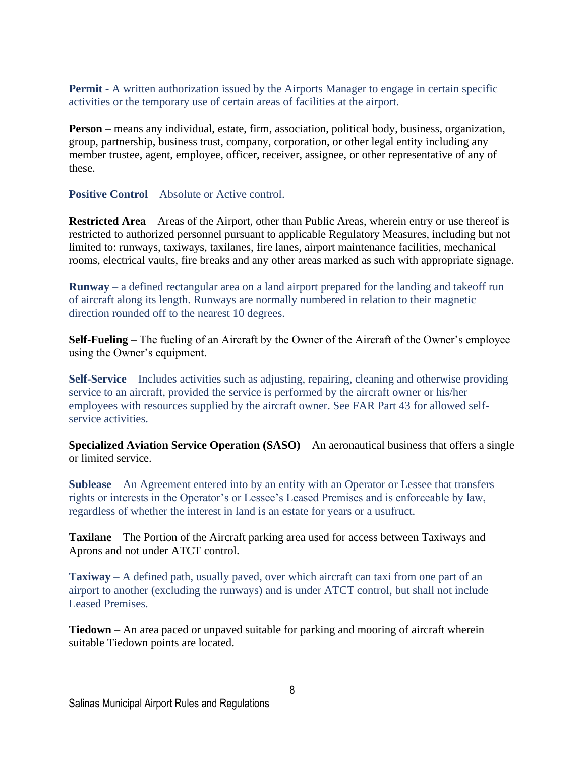**Permit** - A written authorization issued by the Airports Manager to engage in certain specific activities or the temporary use of certain areas of facilities at the airport.

**Person** – means any individual, estate, firm, association, political body, business, organization, group, partnership, business trust, company, corporation, or other legal entity including any member trustee, agent, employee, officer, receiver, assignee, or other representative of any of these.

**Positive Control** – Absolute or Active control.

**Restricted Area** – Areas of the Airport, other than Public Areas, wherein entry or use thereof is restricted to authorized personnel pursuant to applicable Regulatory Measures, including but not limited to: runways, taxiways, taxilanes, fire lanes, airport maintenance facilities, mechanical rooms, electrical vaults, fire breaks and any other areas marked as such with appropriate signage.

**Runway** – a defined rectangular area on a land airport prepared for the landing and takeoff run of aircraft along its length. Runways are normally numbered in relation to their magnetic direction rounded off to the nearest 10 degrees.

**Self-Fueling** – The fueling of an Aircraft by the Owner of the Aircraft of the Owner's employee using the Owner's equipment.

**Self-Service** – Includes activities such as adjusting, repairing, cleaning and otherwise providing service to an aircraft, provided the service is performed by the aircraft owner or his/her employees with resources supplied by the aircraft owner. See FAR Part 43 for allowed self-service activities.

**Specialized Aviation Service Operation (SASO)** – An aeronautical business that offers a single or limited service.

**Sublease** – An Agreement entered into by an entity with an Operator or Lessee that transfers rights or interests in the Operator's or Lessee's Leased Premises and is enforceable by law, regardless of whether the interest in land is an estate for years or a usufruct.

**Taxilane** – The Portion of the Aircraft parking area used for access between Taxiways and Aprons and not under ATCT control.

**Taxiway** – A defined path, usually paved, over which aircraft can taxi from one part of an airport to another (excluding the runways) and is under ATCT control, but shall not include Leased Premises.

**Tiedown** – An area paced or unpaved suitable for parking and mooring of aircraft wherein suitable Tiedown points are located.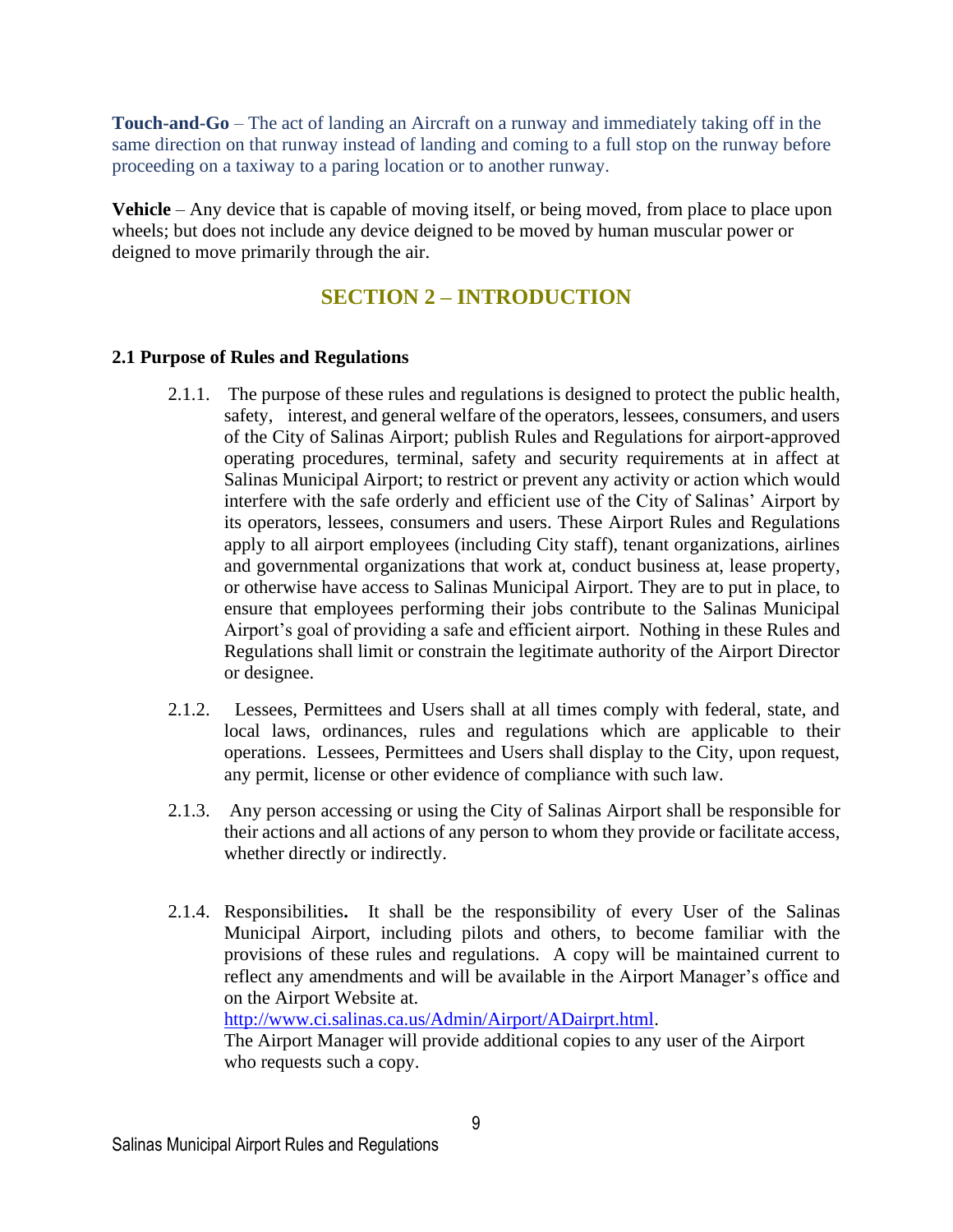**Touch-and-Go** – The act of landing an Aircraft on a runway and immediately taking off in the same direction on that runway instead of landing and coming to a full stop on the runway before proceeding on a taxiway to a paring location or to another runway.

**Vehicle** – Any device that is capable of moving itself, or being moved, from place to place upon wheels; but does not include any device deigned to be moved by human muscular power or deigned to move primarily through the air.

## SECTION 2 – INTRODUCTION

### 2.1 Purpose of Rules and Regulations

2.1.1. The purpose of these rules and regulations is designed to protect the public health, safety, interest, and general welfare of the operators, lessees, consumers, and users of the City of Salinas Airport; publish Rules and Regulations for airport-approved operating procedures, terminal, safety and security requirements at in affect at Salinas Municipal Airport; to restrict or prevent any activity or action which would interfere with the safe orderly and efficient use of the City of Salinas' Airport by its operators, lessees, consumers and users. These Airport Rules and Regulations apply to all airport employees (including City staff), tenant organizations, airlines and governmental organizations that work at, conduct business at, lease property, or otherwise have access to Salinas Municipal Airport. They are to put in place, to ensure that employees performing their jobs contribute to the Salinas Municipal Airport's goal of providing a safe and efficient airport. Nothing in these Rules and Regulations shall limit or constrain the legitimate authority of the Airport Director or designee.

2.1.2. Lessees, Permittees and Users shall at all times comply with federal, state, and local laws, ordinances, rules and regulations which are applicable to their operations. Lessees, Permittees and Users shall display to the City, upon request, any permit, license or other evidence of compliance with such law.

2.1.3. Any person accessing or using the City of Salinas Airport shall be responsible for their actions and all actions of any person to whom they provide or facilitate access, whether directly or indirectly.

2.1.4. Responsibilities**.** It shall be the responsibility of every User of the Salinas Municipal Airport, including pilots and others, to become familiar with the provisions of these rules and regulations. A copy will be maintained current to reflect any amendments and will be available in the Airport Manager's office and on the Airport Website at.
[http://www.ci.salinas.ca.us/Admin/Airport/ADairprt.html](http://www.ci.salinas.ca.us/Admin/Airport/ADairprt.html).
The Airport Manager will provide additional copies to any user of the Airport who requests such a copy.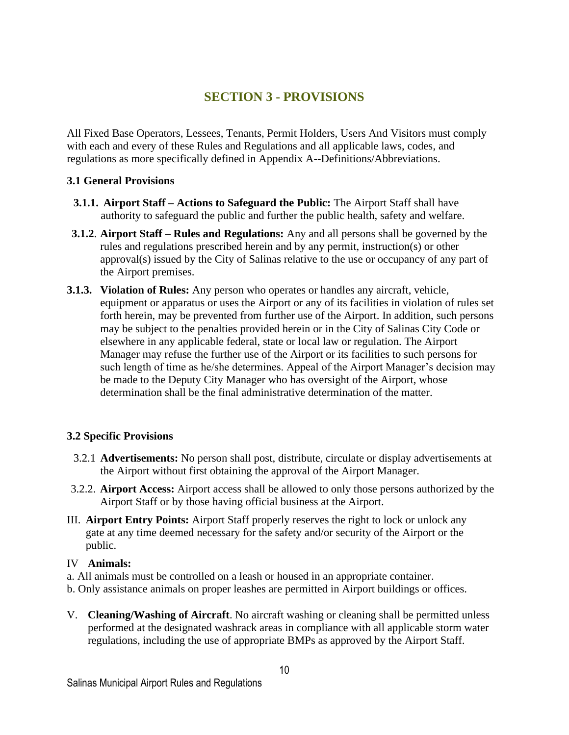# SECTION 3 - PROVISIONS

All Fixed Base Operators, Lessees, Tenants, Permit Holders, Users And Visitors must comply with each and every of these Rules and Regulations and all applicable laws, codes, and regulations as more specifically defined in Appendix A--Definitions/Abbreviations.

### 3.1 General Provisions

**3.1.1. Airport Staff – Actions to Safeguard the Public:** The Airport Staff shall have authority to safeguard the public and further the public health, safety and welfare.

**3.1.2**. **Airport Staff – Rules and Regulations:** Any and all persons shall be governed by the rules and regulations prescribed herein and by any permit, instruction(s) or other approval(s) issued by the City of Salinas relative to the use or occupancy of any part of the Airport premises.

**3.1.3. Violation of Rules:** Any person who operates or handles any aircraft, vehicle, equipment or apparatus or uses the Airport or any of its facilities in violation of rules set forth herein, may be prevented from further use of the Airport. In addition, such persons may be subject to the penalties provided herein or in the City of Salinas City Code or elsewhere in any applicable federal, state or local law or regulation. The Airport Manager may refuse the further use of the Airport or its facilities to such persons for such length of time as he/she determines. Appeal of the Airport Manager's decision may be made to the Deputy City Manager who has oversight of the Airport, whose determination shall be the final administrative determination of the matter.

### 3.2 Specific Provisions

3.2.1 **Advertisements:** No person shall post, distribute, circulate or display advertisements at the Airport without first obtaining the approval of the Airport Manager.

3.2.2. **Airport Access:** Airport access shall be allowed to only those persons authorized by the Airport Staff or by those having official business at the Airport.

III. **Airport Entry Points:** Airport Staff properly reserves the right to lock or unlock any gate at any time deemed necessary for the safety and/or security of the Airport or the public.

IV **Animals:**

a. All animals must be controlled on a leash or housed in an appropriate container.

b. Only assistance animals on proper leashes are permitted in Airport buildings or offices.

V. **Cleaning/Washing of Aircraft**. No aircraft washing or cleaning shall be permitted unless performed at the designated washrack areas in compliance with all applicable storm water regulations, including the use of appropriate BMPs as approved by the Airport Staff.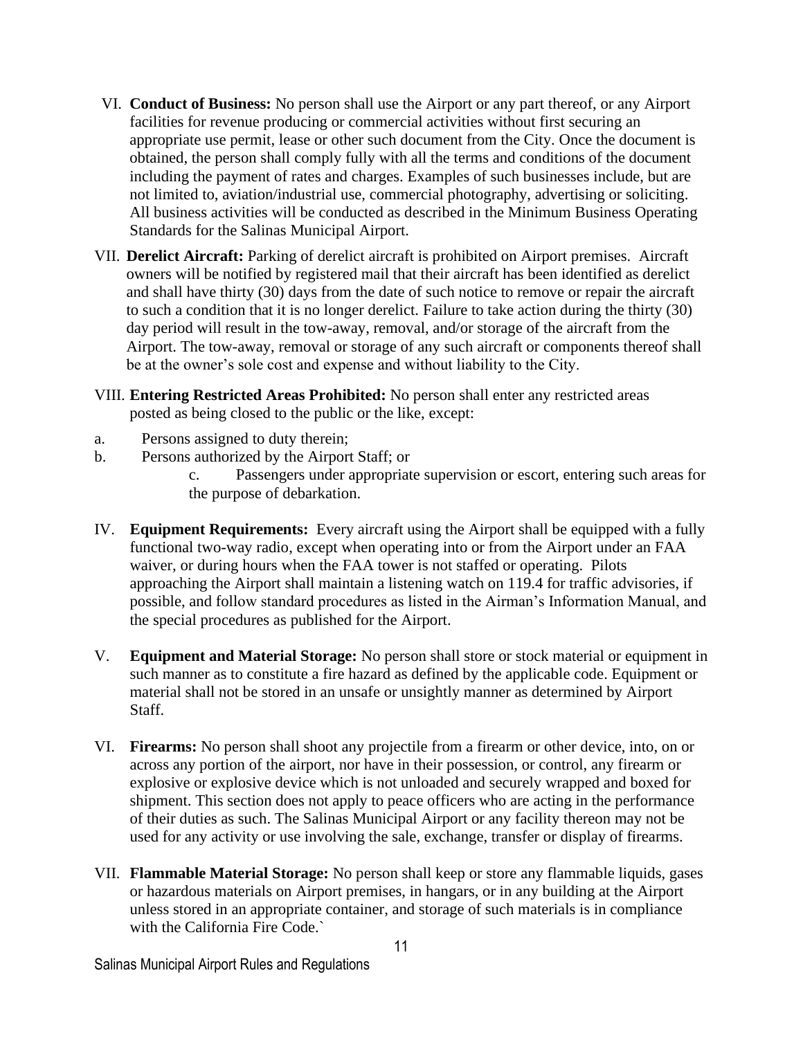VI. **Conduct of Business:** No person shall use the Airport or any part thereof, or any Airport facilities for revenue producing or commercial activities without first securing an appropriate use permit, lease or other such document from the City. Once the document is obtained, the person shall comply fully with all the terms and conditions of the document including the payment of rates and charges. Examples of such businesses include, but are not limited to, aviation/industrial use, commercial photography, advertising or soliciting. All business activities will be conducted as described in the Minimum Business Operating Standards for the Salinas Municipal Airport.

VII. **Derelict Aircraft:** Parking of derelict aircraft is prohibited on Airport premises. Aircraft owners will be notified by registered mail that their aircraft has been identified as derelict and shall have thirty (30) days from the date of such notice to remove or repair the aircraft to such a condition that it is no longer derelict. Failure to take action during the thirty (30) day period will result in the tow-away, removal, and/or storage of the aircraft from the Airport. The tow-away, removal or storage of any such aircraft or components thereof shall be at the owner's sole cost and expense and without liability to the City.

VIII. **Entering Restricted Areas Prohibited:** No person shall enter any restricted areas posted as being closed to the public or the like, except:

a. Persons assigned to duty therein;
b. Persons authorized by the Airport Staff; or
c. Passengers under appropriate supervision or escort, entering such areas for the purpose of debarkation.

IV. **Equipment Requirements:** Every aircraft using the Airport shall be equipped with a fully functional two-way radio, except when operating into or from the Airport under an FAA waiver, or during hours when the FAA tower is not staffed or operating. Pilots approaching the Airport shall maintain a listening watch on 119.4 for traffic advisories, if possible, and follow standard procedures as listed in the Airman's Information Manual, and the special procedures as published for the Airport.

V. **Equipment and Material Storage:** No person shall store or stock material or equipment in such manner as to constitute a fire hazard as defined by the applicable code. Equipment or material shall not be stored in an unsafe or unsightly manner as determined by Airport Staff.

VI. **Firearms:** No person shall shoot any projectile from a firearm or other device, into, on or across any portion of the airport, nor have in their possession, or control, any firearm or explosive or explosive device which is not unloaded and securely wrapped and boxed for shipment. This section does not apply to peace officers who are acting in the performance of their duties as such. The Salinas Municipal Airport or any facility thereon may not be used for any activity or use involving the sale, exchange, transfer or display of firearms.

VII. **Flammable Material Storage:** No person shall keep or store any flammable liquids, gases or hazardous materials on Airport premises, in hangars, or in any building at the Airport unless stored in an appropriate container, and storage of such materials is in compliance with the California Fire Code.`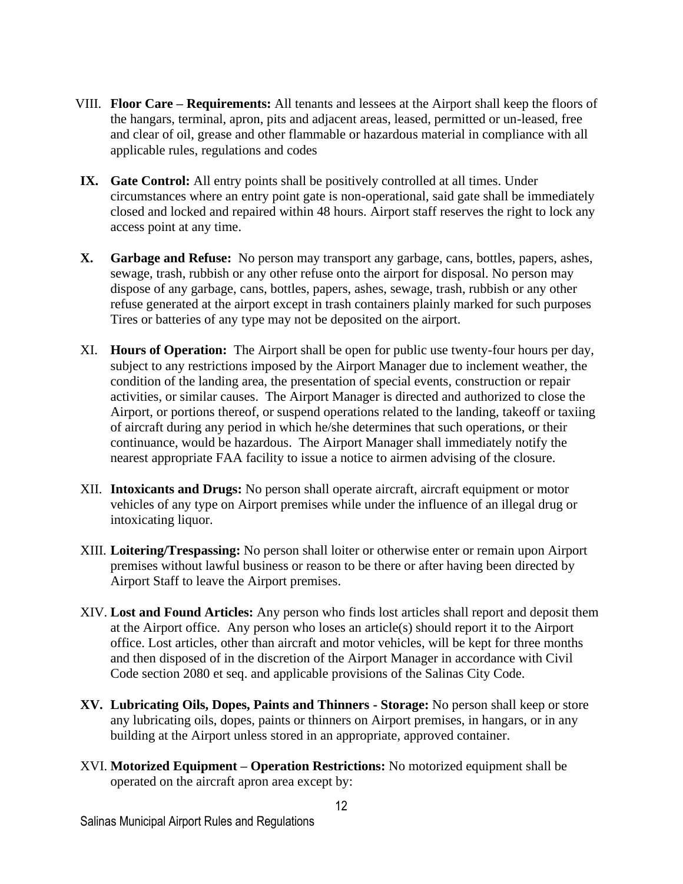VIII. **Floor Care – Requirements:** All tenants and lessees at the Airport shall keep the floors of the hangars, terminal, apron, pits and adjacent areas, leased, permitted or un-leased, free and clear of oil, grease and other flammable or hazardous material in compliance with all applicable rules, regulations and codes

**IX. Gate Control:** All entry points shall be positively controlled at all times. Under circumstances where an entry point gate is non-operational, said gate shall be immediately closed and locked and repaired within 48 hours. Airport staff reserves the right to lock any access point at any time.

**X. Garbage and Refuse:** No person may transport any garbage, cans, bottles, papers, ashes, sewage, trash, rubbish or any other refuse onto the airport for disposal. No person may dispose of any garbage, cans, bottles, papers, ashes, sewage, trash, rubbish or any other refuse generated at the airport except in trash containers plainly marked for such purposes Tires or batteries of any type may not be deposited on the airport.

XI. **Hours of Operation:** The Airport shall be open for public use twenty-four hours per day, subject to any restrictions imposed by the Airport Manager due to inclement weather, the condition of the landing area, the presentation of special events, construction or repair activities, or similar causes. The Airport Manager is directed and authorized to close the Airport, or portions thereof, or suspend operations related to the landing, takeoff or taxiing of aircraft during any period in which he/she determines that such operations, or their continuance, would be hazardous. The Airport Manager shall immediately notify the nearest appropriate FAA facility to issue a notice to airmen advising of the closure.

XII. **Intoxicants and Drugs:** No person shall operate aircraft, aircraft equipment or motor vehicles of any type on Airport premises while under the influence of an illegal drug or intoxicating liquor.

XIII. **Loitering/Trespassing:** No person shall loiter or otherwise enter or remain upon Airport premises without lawful business or reason to be there or after having been directed by Airport Staff to leave the Airport premises.

XIV. **Lost and Found Articles:** Any person who finds lost articles shall report and deposit them at the Airport office. Any person who loses an article(s) should report it to the Airport office. Lost articles, other than aircraft and motor vehicles, will be kept for three months and then disposed of in the discretion of the Airport Manager in accordance with Civil Code section 2080 et seq. and applicable provisions of the Salinas City Code.

**XV. Lubricating Oils, Dopes, Paints and Thinners - Storage:** No person shall keep or store any lubricating oils, dopes, paints or thinners on Airport premises, in hangars, or in any building at the Airport unless stored in an appropriate, approved container.

XVI. **Motorized Equipment – Operation Restrictions:** No motorized equipment shall be operated on the aircraft apron area except by: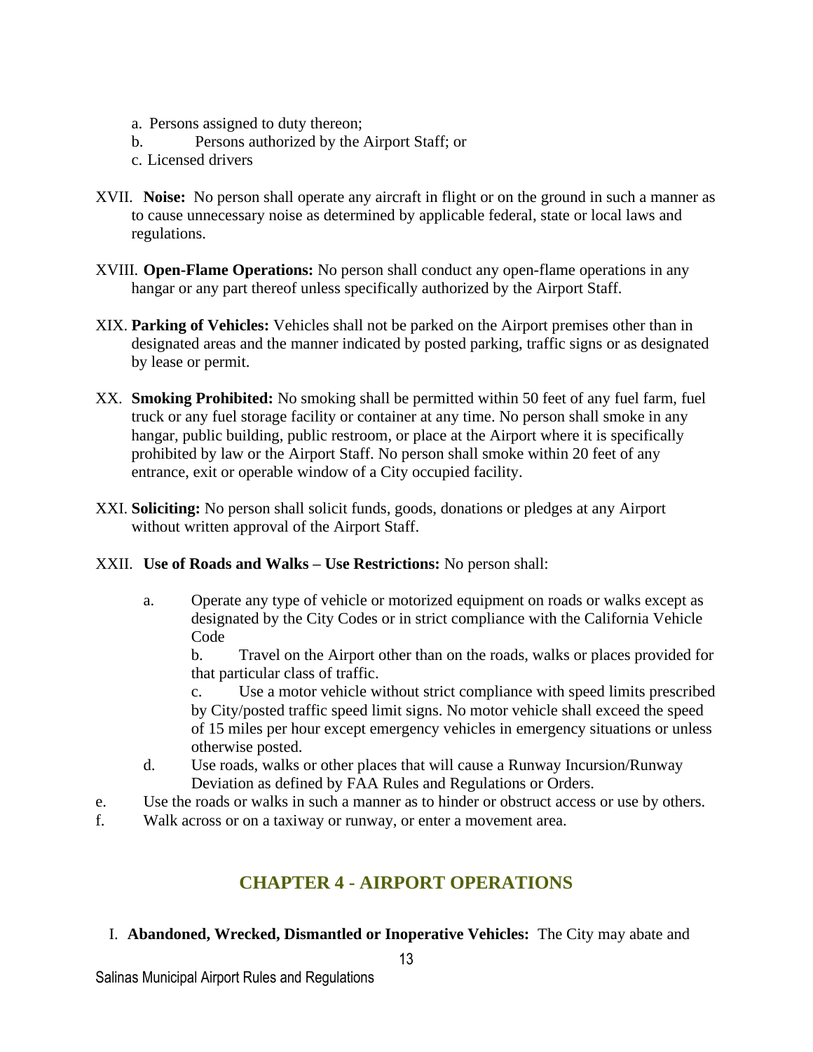a. Persons assigned to duty thereon;
b. Persons authorized by the Airport Staff; or
c. Licensed drivers

XVII. **Noise:** No person shall operate any aircraft in flight or on the ground in such a manner as to cause unnecessary noise as determined by applicable federal, state or local laws and regulations.

XVIII. **Open-Flame Operations:** No person shall conduct any open-flame operations in any hangar or any part thereof unless specifically authorized by the Airport Staff.

XIX. **Parking of Vehicles:** Vehicles shall not be parked on the Airport premises other than in designated areas and the manner indicated by posted parking, traffic signs or as designated by lease or permit.

XX. **Smoking Prohibited:** No smoking shall be permitted within 50 feet of any fuel farm, fuel truck or any fuel storage facility or container at any time. No person shall smoke in any hangar, public building, public restroom, or place at the Airport where it is specifically prohibited by law or the Airport Staff. No person shall smoke within 20 feet of any entrance, exit or operable window of a City occupied facility.

XXI. **Soliciting:** No person shall solicit funds, goods, donations or pledges at any Airport without written approval of the Airport Staff.

XXII. **Use of Roads and Walks – Use Restrictions:** No person shall:

a. Operate any type of vehicle or motorized equipment on roads or walks except as designated by the City Codes or in strict compliance with the California Vehicle Code

b. Travel on the Airport other than on the roads, walks or places provided for that particular class of traffic.

c. Use a motor vehicle without strict compliance with speed limits prescribed by City/posted traffic speed limit signs. No motor vehicle shall exceed the speed of 15 miles per hour except emergency vehicles in emergency situations or unless otherwise posted.

d. Use roads, walks or other places that will cause a Runway Incursion/Runway Deviation as defined by FAA Rules and Regulations or Orders.

e. Use the roads or walks in such a manner as to hinder or obstruct access or use by others.

f. Walk across or on a taxiway or runway, or enter a movement area.

## CHAPTER 4 - AIRPORT OPERATIONS

I. **Abandoned, Wrecked, Dismantled or Inoperative Vehicles:** The City may abate and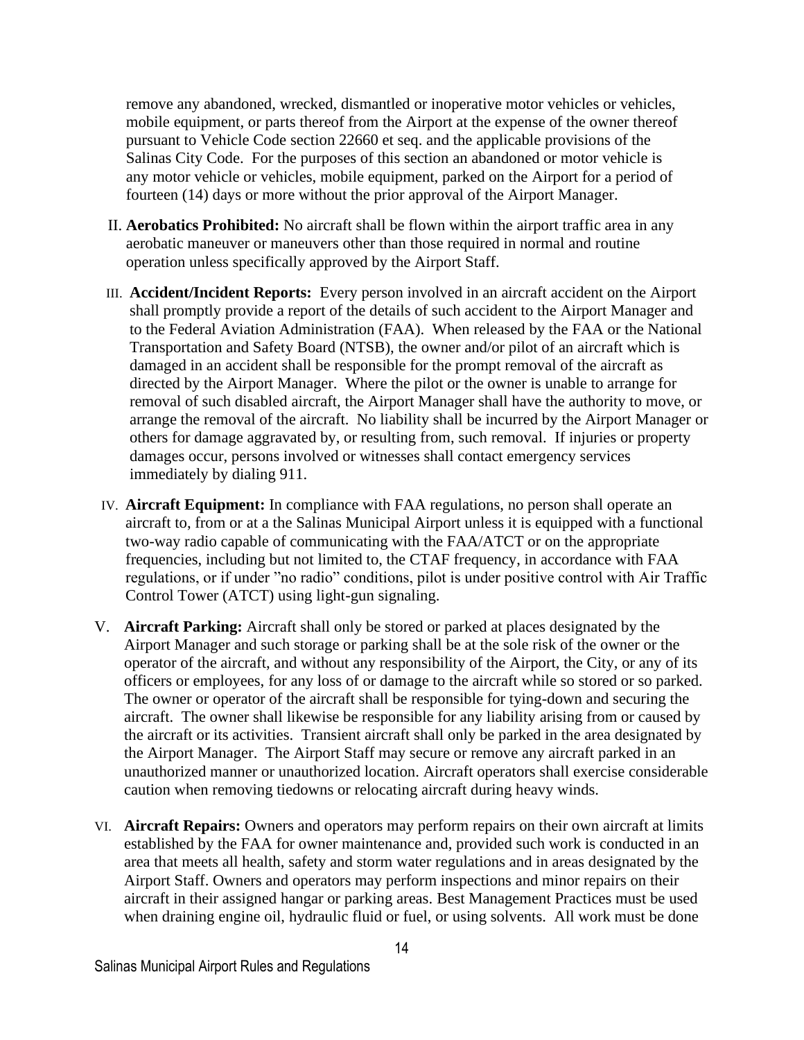remove any abandoned, wrecked, dismantled or inoperative motor vehicles or vehicles, mobile equipment, or parts thereof from the Airport at the expense of the owner thereof pursuant to Vehicle Code section 22660 et seq. and the applicable provisions of the Salinas City Code. For the purposes of this section an abandoned or motor vehicle is any motor vehicle or vehicles, mobile equipment, parked on the Airport for a period of fourteen (14) days or more without the prior approval of the Airport Manager.

II. **Aerobatics Prohibited:** No aircraft shall be flown within the airport traffic area in any aerobatic maneuver or maneuvers other than those required in normal and routine operation unless specifically approved by the Airport Staff.

III. **Accident/Incident Reports:** Every person involved in an aircraft accident on the Airport shall promptly provide a report of the details of such accident to the Airport Manager and to the Federal Aviation Administration (FAA). When released by the FAA or the National Transportation and Safety Board (NTSB), the owner and/or pilot of an aircraft which is damaged in an accident shall be responsible for the prompt removal of the aircraft as directed by the Airport Manager. Where the pilot or the owner is unable to arrange for removal of such disabled aircraft, the Airport Manager shall have the authority to move, or arrange the removal of the aircraft. No liability shall be incurred by the Airport Manager or others for damage aggravated by, or resulting from, such removal. If injuries or property damages occur, persons involved or witnesses shall contact emergency services immediately by dialing 911.

IV. **Aircraft Equipment:** In compliance with FAA regulations, no person shall operate an aircraft to, from or at a the Salinas Municipal Airport unless it is equipped with a functional two-way radio capable of communicating with the FAA/ATCT or on the appropriate frequencies, including but not limited to, the CTAF frequency, in accordance with FAA regulations, or if under "no radio" conditions, pilot is under positive control with Air Traffic Control Tower (ATCT) using light-gun signaling.

V. **Aircraft Parking:** Aircraft shall only be stored or parked at places designated by the Airport Manager and such storage or parking shall be at the sole risk of the owner or the operator of the aircraft, and without any responsibility of the Airport, the City, or any of its officers or employees, for any loss of or damage to the aircraft while so stored or so parked. The owner or operator of the aircraft shall be responsible for tying-down and securing the aircraft. The owner shall likewise be responsible for any liability arising from or caused by the aircraft or its activities. Transient aircraft shall only be parked in the area designated by the Airport Manager. The Airport Staff may secure or remove any aircraft parked in an unauthorized manner or unauthorized location. Aircraft operators shall exercise considerable caution when removing tiedowns or relocating aircraft during heavy winds.

VI. **Aircraft Repairs:** Owners and operators may perform repairs on their own aircraft at limits established by the FAA for owner maintenance and, provided such work is conducted in an area that meets all health, safety and storm water regulations and in areas designated by the Airport Staff. Owners and operators may perform inspections and minor repairs on their aircraft in their assigned hangar or parking areas. Best Management Practices must be used when draining engine oil, hydraulic fluid or fuel, or using solvents. All work must be done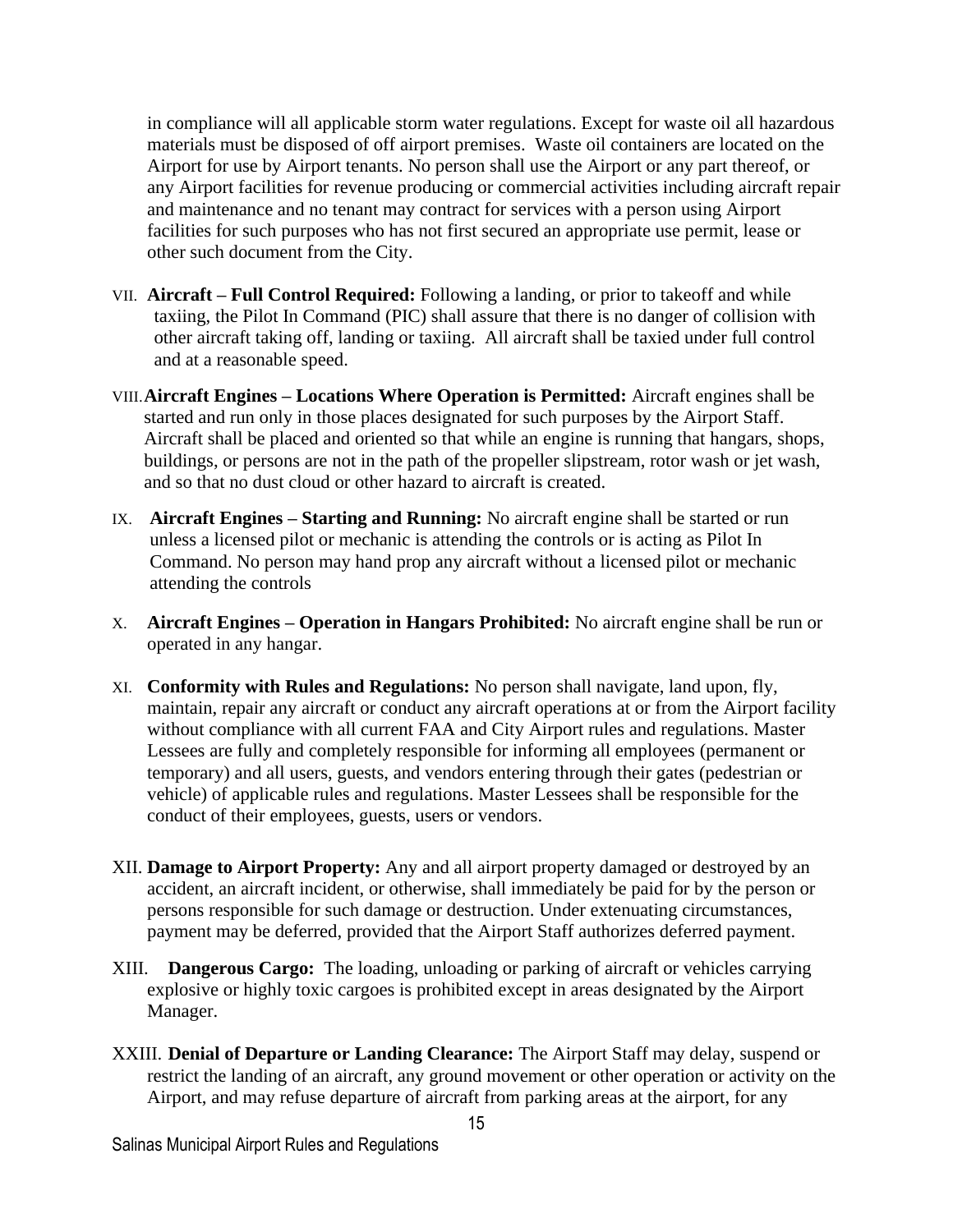in compliance will all applicable storm water regulations. Except for waste oil all hazardous materials must be disposed of off airport premises. Waste oil containers are located on the Airport for use by Airport tenants. No person shall use the Airport or any part thereof, or any Airport facilities for revenue producing or commercial activities including aircraft repair and maintenance and no tenant may contract for services with a person using Airport facilities for such purposes who has not first secured an appropriate use permit, lease or other such document from the City.

VII. **Aircraft – Full Control Required:** Following a landing, or prior to takeoff and while taxiing, the Pilot In Command (PIC) shall assure that there is no danger of collision with other aircraft taking off, landing or taxiing. All aircraft shall be taxied under full control and at a reasonable speed.

VIII. **Aircraft Engines – Locations Where Operation is Permitted:** Aircraft engines shall be started and run only in those places designated for such purposes by the Airport Staff. Aircraft shall be placed and oriented so that while an engine is running that hangars, shops, buildings, or persons are not in the path of the propeller slipstream, rotor wash or jet wash, and so that no dust cloud or other hazard to aircraft is created.

IX. **Aircraft Engines – Starting and Running:** No aircraft engine shall be started or run unless a licensed pilot or mechanic is attending the controls or is acting as Pilot In Command. No person may hand prop any aircraft without a licensed pilot or mechanic attending the controls

X. **Aircraft Engines – Operation in Hangars Prohibited:** No aircraft engine shall be run or operated in any hangar.

XI. **Conformity with Rules and Regulations:** No person shall navigate, land upon, fly, maintain, repair any aircraft or conduct any aircraft operations at or from the Airport facility without compliance with all current FAA and City Airport rules and regulations. Master Lessees are fully and completely responsible for informing all employees (permanent or temporary) and all users, guests, and vendors entering through their gates (pedestrian or vehicle) of applicable rules and regulations. Master Lessees shall be responsible for the conduct of their employees, guests, users or vendors.

XII. **Damage to Airport Property:** Any and all airport property damaged or destroyed by an accident, an aircraft incident, or otherwise, shall immediately be paid for by the person or persons responsible for such damage or destruction. Under extenuating circumstances, payment may be deferred, provided that the Airport Staff authorizes deferred payment.

XIII. **Dangerous Cargo:** The loading, unloading or parking of aircraft or vehicles carrying explosive or highly toxic cargoes is prohibited except in areas designated by the Airport Manager.

XXIII. **Denial of Departure or Landing Clearance:** The Airport Staff may delay, suspend or restrict the landing of an aircraft, any ground movement or other operation or activity on the Airport, and may refuse departure of aircraft from parking areas at the airport, for any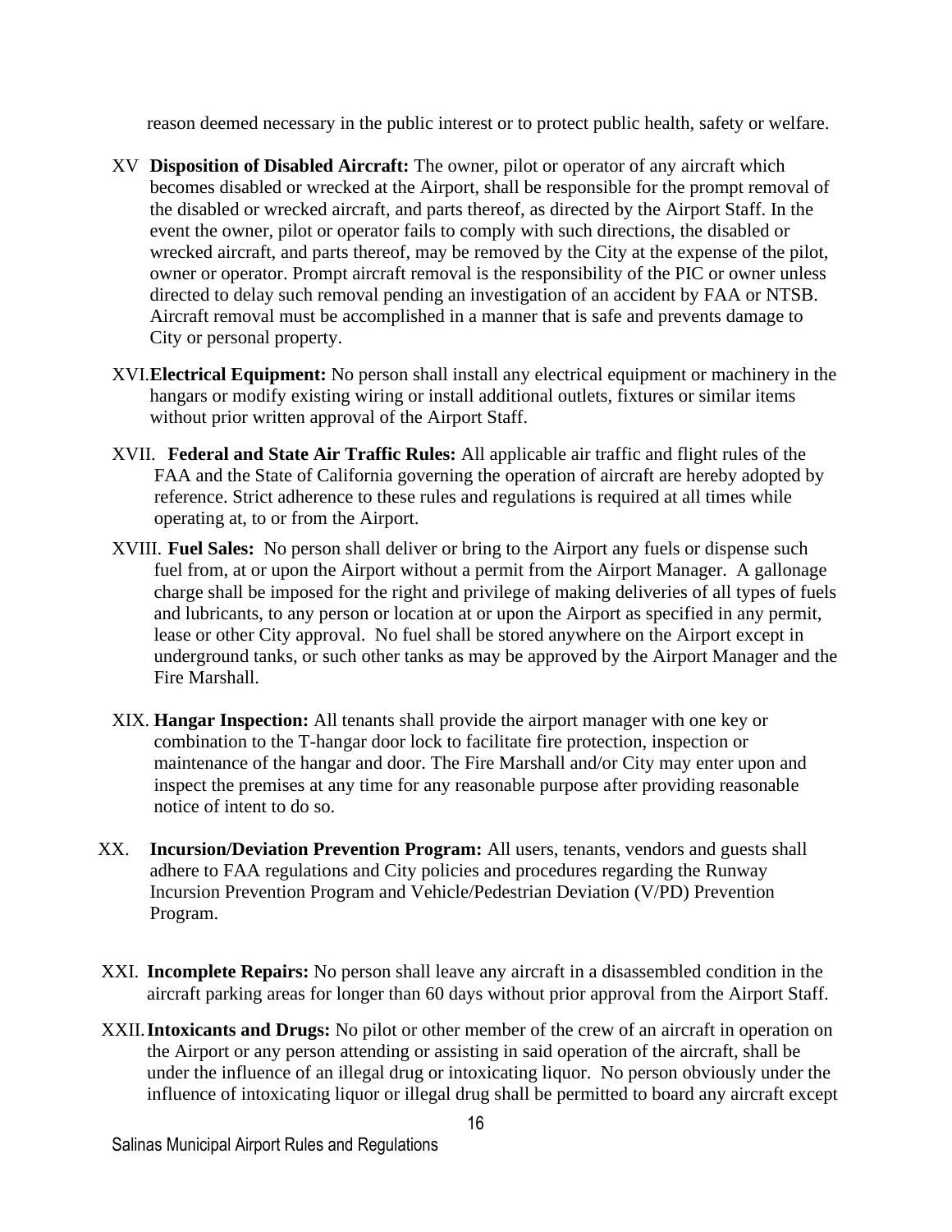reason deemed necessary in the public interest or to protect public health, safety or welfare.

XV **Disposition of Disabled Aircraft:** The owner, pilot or operator of any aircraft which becomes disabled or wrecked at the Airport, shall be responsible for the prompt removal of the disabled or wrecked aircraft, and parts thereof, as directed by the Airport Staff. In the event the owner, pilot or operator fails to comply with such directions, the disabled or wrecked aircraft, and parts thereof, may be removed by the City at the expense of the pilot, owner or operator. Prompt aircraft removal is the responsibility of the PIC or owner unless directed to delay such removal pending an investigation of an accident by FAA or NTSB. Aircraft removal must be accomplished in a manner that is safe and prevents damage to City or personal property.

XVI. **Electrical Equipment:** No person shall install any electrical equipment or machinery in the hangars or modify existing wiring or install additional outlets, fixtures or similar items without prior written approval of the Airport Staff.

XVII. **Federal and State Air Traffic Rules:** All applicable air traffic and flight rules of the FAA and the State of California governing the operation of aircraft are hereby adopted by reference. Strict adherence to these rules and regulations is required at all times while operating at, to or from the Airport.

XVIII. **Fuel Sales:** No person shall deliver or bring to the Airport any fuels or dispense such fuel from, at or upon the Airport without a permit from the Airport Manager. A gallonage charge shall be imposed for the right and privilege of making deliveries of all types of fuels and lubricants, to any person or location at or upon the Airport as specified in any permit, lease or other City approval. No fuel shall be stored anywhere on the Airport except in underground tanks, or such other tanks as may be approved by the Airport Manager and the Fire Marshall.

XIX. **Hangar Inspection:** All tenants shall provide the airport manager with one key or combination to the T-hangar door lock to facilitate fire protection, inspection or maintenance of the hangar and door. The Fire Marshall and/or City may enter upon and inspect the premises at any time for any reasonable purpose after providing reasonable notice of intent to do so.

XX. **Incursion/Deviation Prevention Program:** All users, tenants, vendors and guests shall adhere to FAA regulations and City policies and procedures regarding the Runway Incursion Prevention Program and Vehicle/Pedestrian Deviation (V/PD) Prevention Program.

XXI. **Incomplete Repairs:** No person shall leave any aircraft in a disassembled condition in the aircraft parking areas for longer than 60 days without prior approval from the Airport Staff.

XXII. **Intoxicants and Drugs:** No pilot or other member of the crew of an aircraft in operation on the Airport or any person attending or assisting in said operation of the aircraft, shall be under the influence of an illegal drug or intoxicating liquor. No person obviously under the influence of intoxicating liquor or illegal drug shall be permitted to board any aircraft except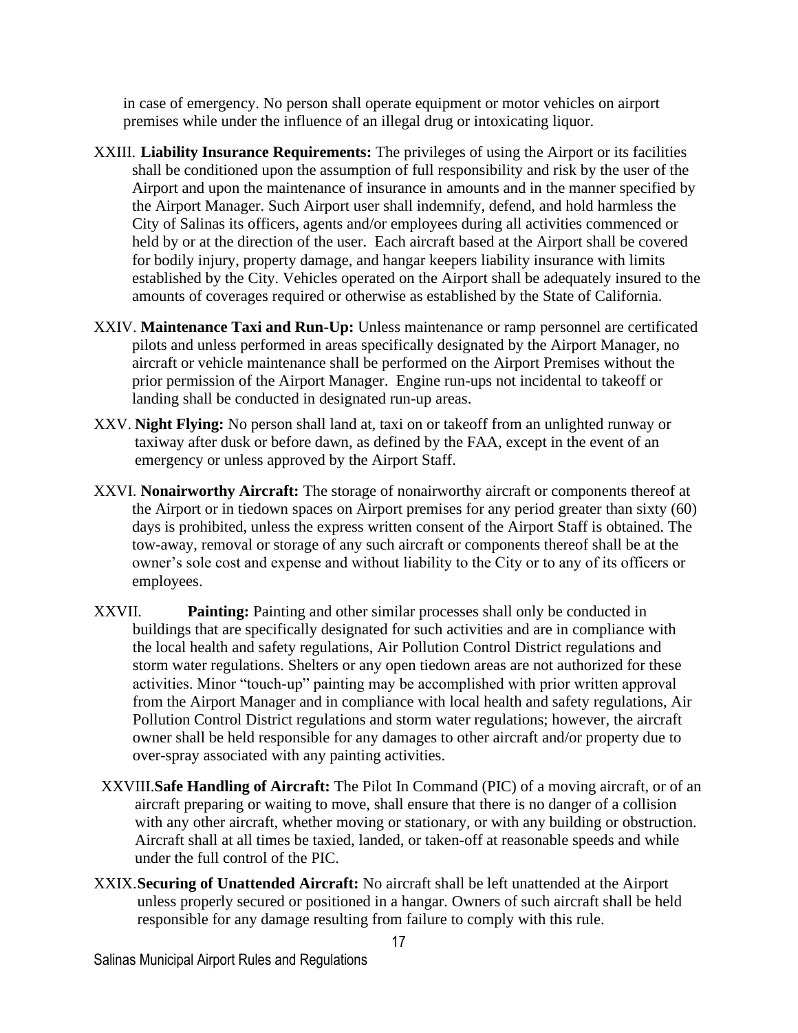in case of emergency. No person shall operate equipment or motor vehicles on airport premises while under the influence of an illegal drug or intoxicating liquor.

XXIII. **Liability Insurance Requirements:** The privileges of using the Airport or its facilities shall be conditioned upon the assumption of full responsibility and risk by the user of the Airport and upon the maintenance of insurance in amounts and in the manner specified by the Airport Manager. Such Airport user shall indemnify, defend, and hold harmless the City of Salinas its officers, agents and/or employees during all activities commenced or held by or at the direction of the user. Each aircraft based at the Airport shall be covered for bodily injury, property damage, and hangar keepers liability insurance with limits established by the City. Vehicles operated on the Airport shall be adequately insured to the amounts of coverages required or otherwise as established by the State of California.

XXIV. **Maintenance Taxi and Run-Up:** Unless maintenance or ramp personnel are certificated pilots and unless performed in areas specifically designated by the Airport Manager, no aircraft or vehicle maintenance shall be performed on the Airport Premises without the prior permission of the Airport Manager. Engine run-ups not incidental to takeoff or landing shall be conducted in designated run-up areas.

XXV. **Night Flying:** No person shall land at, taxi on or takeoff from an unlighted runway or taxiway after dusk or before dawn, as defined by the FAA, except in the event of an emergency or unless approved by the Airport Staff.

XXVI. **Nonairworthy Aircraft:** The storage of nonairworthy aircraft or components thereof at the Airport or in tiedown spaces on Airport premises for any period greater than sixty (60) days is prohibited, unless the express written consent of the Airport Staff is obtained. The tow-away, removal or storage of any such aircraft or components thereof shall be at the owner's sole cost and expense and without liability to the City or to any of its officers or employees.

XXVII. **Painting:** Painting and other similar processes shall only be conducted in buildings that are specifically designated for such activities and are in compliance with the local health and safety regulations, Air Pollution Control District regulations and storm water regulations. Shelters or any open tiedown areas are not authorized for these activities. Minor "touch-up" painting may be accomplished with prior written approval from the Airport Manager and in compliance with local health and safety regulations, Air Pollution Control District regulations and storm water regulations; however, the aircraft owner shall be held responsible for any damages to other aircraft and/or property due to over-spray associated with any painting activities.

XXVIII. **Safe Handling of Aircraft:** The Pilot In Command (PIC) of a moving aircraft, or of an aircraft preparing or waiting to move, shall ensure that there is no danger of a collision with any other aircraft, whether moving or stationary, or with any building or obstruction. Aircraft shall at all times be taxied, landed, or taken-off at reasonable speeds and while under the full control of the PIC.

XXIX. **Securing of Unattended Aircraft:** No aircraft shall be left unattended at the Airport unless properly secured or positioned in a hangar. Owners of such aircraft shall be held responsible for any damage resulting from failure to comply with this rule.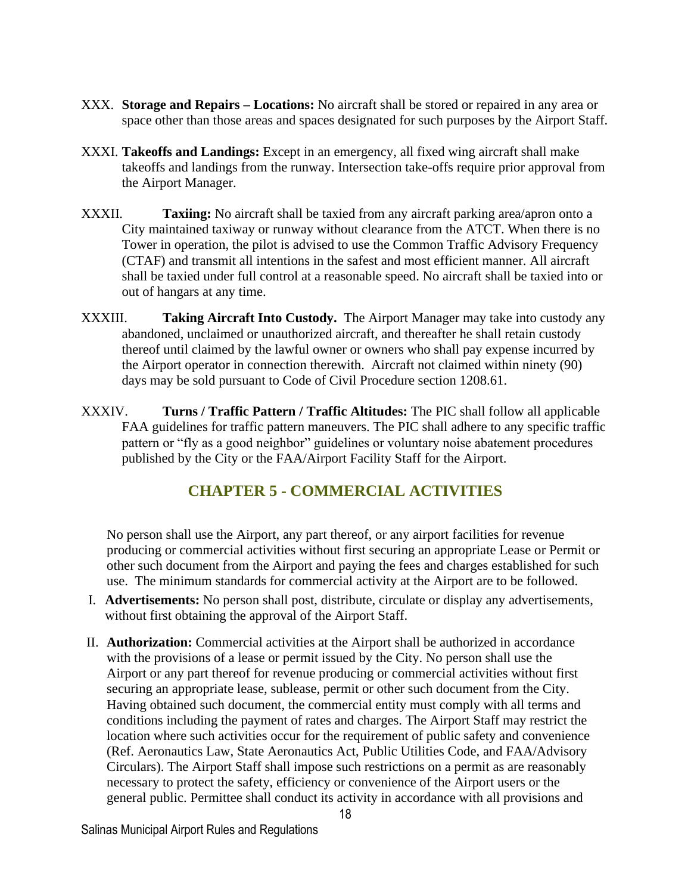XXX. **Storage and Repairs – Locations:** No aircraft shall be stored or repaired in any area or space other than those areas and spaces designated for such purposes by the Airport Staff.

XXXI. **Takeoffs and Landings:** Except in an emergency, all fixed wing aircraft shall make takeoffs and landings from the runway. Intersection take-offs require prior approval from the Airport Manager.

XXXII. **Taxiing:** No aircraft shall be taxied from any aircraft parking area/apron onto a City maintained taxiway or runway without clearance from the ATCT. When there is no Tower in operation, the pilot is advised to use the Common Traffic Advisory Frequency (CTAF) and transmit all intentions in the safest and most efficient manner. All aircraft shall be taxied under full control at a reasonable speed. No aircraft shall be taxied into or out of hangars at any time.

XXXIII. **Taking Aircraft Into Custody.** The Airport Manager may take into custody any abandoned, unclaimed or unauthorized aircraft, and thereafter he shall retain custody thereof until claimed by the lawful owner or owners who shall pay expense incurred by the Airport operator in connection therewith. Aircraft not claimed within ninety (90) days may be sold pursuant to Code of Civil Procedure section 1208.61.

XXXIV. **Turns / Traffic Pattern / Traffic Altitudes:** The PIC shall follow all applicable FAA guidelines for traffic pattern maneuvers. The PIC shall adhere to any specific traffic pattern or "fly as a good neighbor" guidelines or voluntary noise abatement procedures published by the City or the FAA/Airport Facility Staff for the Airport.

## CHAPTER 5 - COMMERCIAL ACTIVITIES

No person shall use the Airport, any part thereof, or any airport facilities for revenue producing or commercial activities without first securing an appropriate Lease or Permit or other such document from the Airport and paying the fees and charges established for such use. The minimum standards for commercial activity at the Airport are to be followed.

I. **Advertisements:** No person shall post, distribute, circulate or display any advertisements, without first obtaining the approval of the Airport Staff.

II. **Authorization:** Commercial activities at the Airport shall be authorized in accordance with the provisions of a lease or permit issued by the City. No person shall use the Airport or any part thereof for revenue producing or commercial activities without first securing an appropriate lease, sublease, permit or other such document from the City. Having obtained such document, the commercial entity must comply with all terms and conditions including the payment of rates and charges. The Airport Staff may restrict the location where such activities occur for the requirement of public safety and convenience (Ref. Aeronautics Law, State Aeronautics Act, Public Utilities Code, and FAA/Advisory Circulars). The Airport Staff shall impose such restrictions on a permit as are reasonably necessary to protect the safety, efficiency or convenience of the Airport users or the general public. Permittee shall conduct its activity in accordance with all provisions and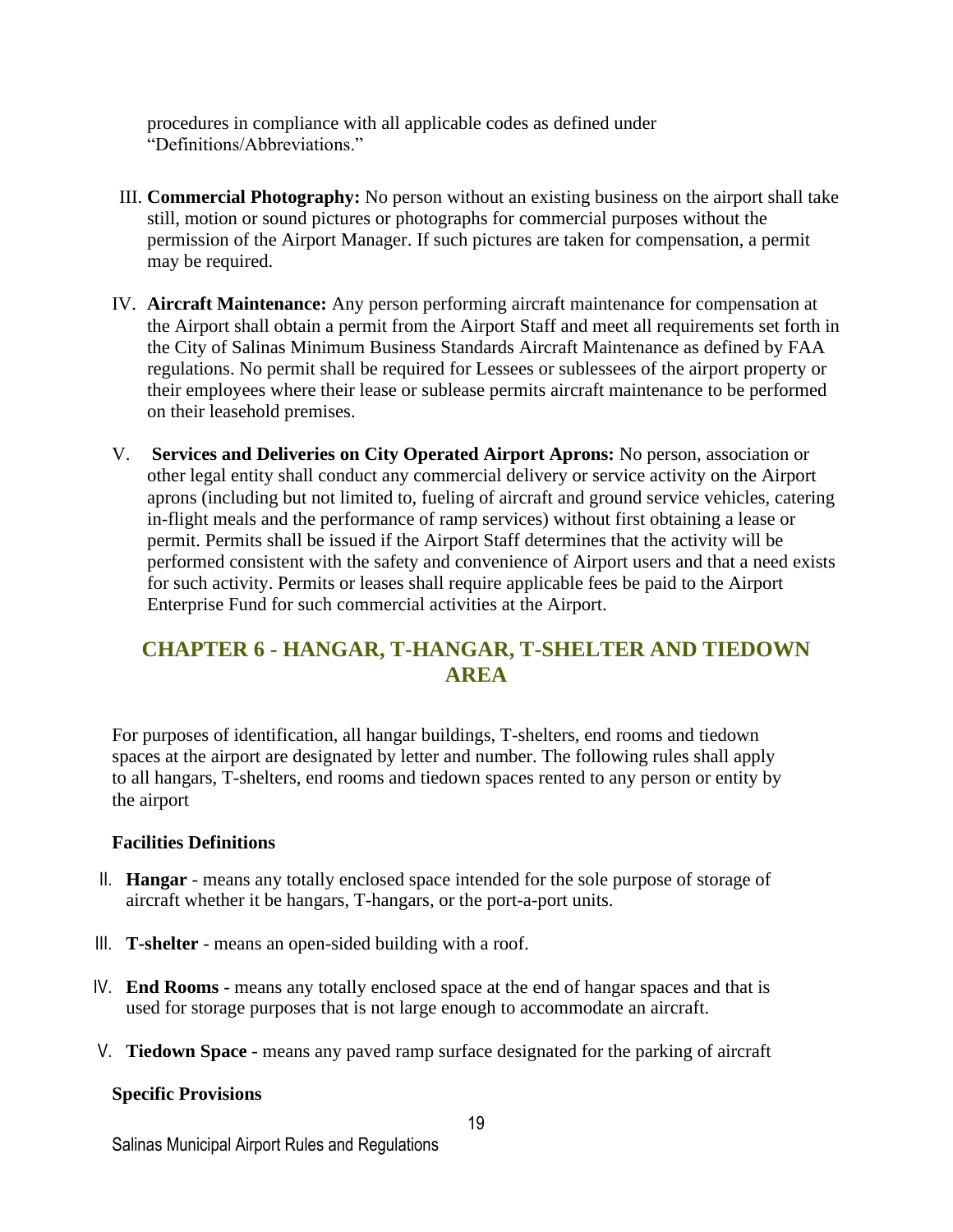procedures in compliance with all applicable codes as defined under "Definitions/Abbreviations."

III. **Commercial Photography:** No person without an existing business on the airport shall take still, motion or sound pictures or photographs for commercial purposes without the permission of the Airport Manager. If such pictures are taken for compensation, a permit may be required.

IV. **Aircraft Maintenance:** Any person performing aircraft maintenance for compensation at the Airport shall obtain a permit from the Airport Staff and meet all requirements set forth in the City of Salinas Minimum Business Standards Aircraft Maintenance as defined by FAA regulations. No permit shall be required for Lessees or sublessees of the airport property or their employees where their lease or sublease permits aircraft maintenance to be performed on their leasehold premises.

V. **Services and Deliveries on City Operated Airport Aprons:** No person, association or other legal entity shall conduct any commercial delivery or service activity on the Airport aprons (including but not limited to, fueling of aircraft and ground service vehicles, catering in-flight meals and the performance of ramp services) without first obtaining a lease or permit. Permits shall be issued if the Airport Staff determines that the activity will be performed consistent with the safety and convenience of Airport users and that a need exists for such activity. Permits or leases shall require applicable fees be paid to the Airport Enterprise Fund for such commercial activities at the Airport.

## CHAPTER 6 - HANGAR, T-HANGAR, T-SHELTER AND TIEDOWN AREA

For purposes of identification, all hangar buildings, T-shelters, end rooms and tiedown spaces at the airport are designated by letter and number. The following rules shall apply to all hangars, T-shelters, end rooms and tiedown spaces rented to any person or entity by the airport

**Facilities Definitions**

II. **Hangar** - means any totally enclosed space intended for the sole purpose of storage of aircraft whether it be hangars, T-hangars, or the port-a-port units.

III. **T-shelter** - means an open-sided building with a roof.

IV. **End Rooms** - means any totally enclosed space at the end of hangar spaces and that is used for storage purposes that is not large enough to accommodate an aircraft.

V. **Tiedown Space** - means any paved ramp surface designated for the parking of aircraft

**Specific Provisions**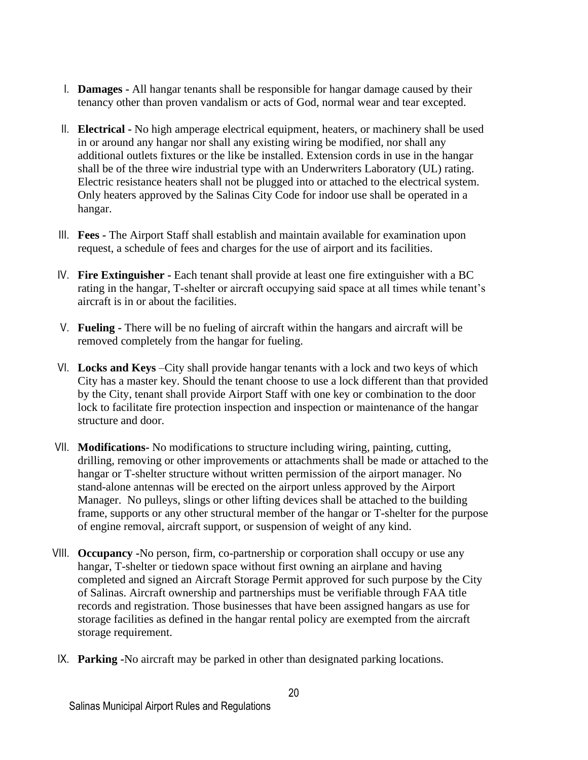I. **Damages -** All hangar tenants shall be responsible for hangar damage caused by their tenancy other than proven vandalism or acts of God, normal wear and tear excepted.

II. **Electrical -** No high amperage electrical equipment, heaters, or machinery shall be used in or around any hangar nor shall any existing wiring be modified, nor shall any additional outlets fixtures or the like be installed. Extension cords in use in the hangar shall be of the three wire industrial type with an Underwriters Laboratory (UL) rating. Electric resistance heaters shall not be plugged into or attached to the electrical system. Only heaters approved by the Salinas City Code for indoor use shall be operated in a hangar.

III. **Fees -** The Airport Staff shall establish and maintain available for examination upon request, a schedule of fees and charges for the use of airport and its facilities.

IV. **Fire Extinguisher -** Each tenant shall provide at least one fire extinguisher with a BC rating in the hangar, T-shelter or aircraft occupying said space at all times while tenant's aircraft is in or about the facilities.

V. **Fueling -** There will be no fueling of aircraft within the hangars and aircraft will be removed completely from the hangar for fueling.

VI. **Locks and Keys** –City shall provide hangar tenants with a lock and two keys of which City has a master key. Should the tenant choose to use a lock different than that provided by the City, tenant shall provide Airport Staff with one key or combination to the door lock to facilitate fire protection inspection and inspection or maintenance of the hangar structure and door.

VII. **Modifications-** No modifications to structure including wiring, painting, cutting, drilling, removing or other improvements or attachments shall be made or attached to the hangar or T-shelter structure without written permission of the airport manager. No stand-alone antennas will be erected on the airport unless approved by the Airport Manager. No pulleys, slings or other lifting devices shall be attached to the building frame, supports or any other structural member of the hangar or T-shelter for the purpose of engine removal, aircraft support, or suspension of weight of any kind.

VIII. **Occupancy -**No person, firm, co-partnership or corporation shall occupy or use any hangar, T-shelter or tiedown space without first owning an airplane and having completed and signed an Aircraft Storage Permit approved for such purpose by the City of Salinas. Aircraft ownership and partnerships must be verifiable through FAA title records and registration. Those businesses that have been assigned hangars as use for storage facilities as defined in the hangar rental policy are exempted from the aircraft storage requirement.

IX. **Parking -**No aircraft may be parked in other than designated parking locations.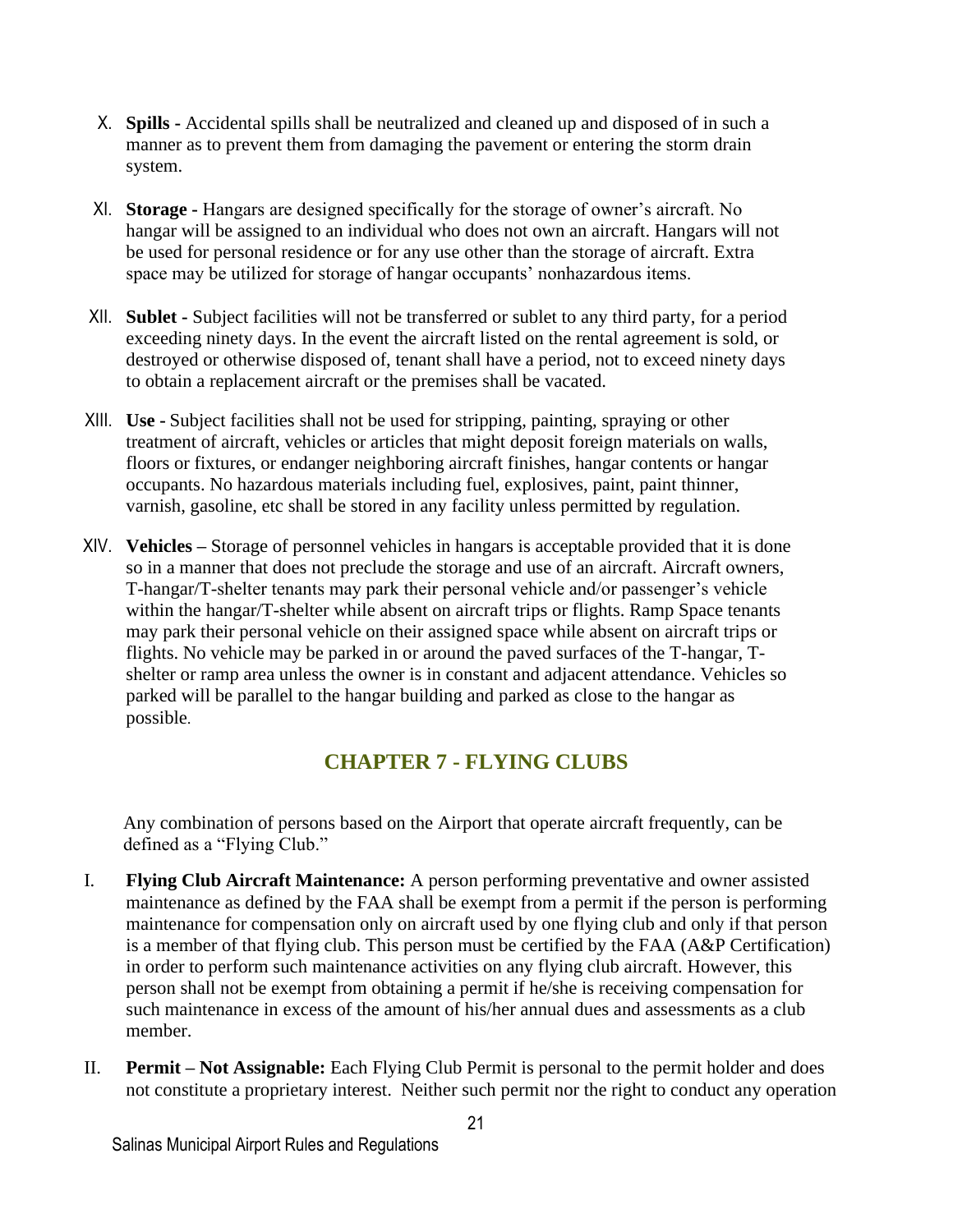X. **Spills -** Accidental spills shall be neutralized and cleaned up and disposed of in such a manner as to prevent them from damaging the pavement or entering the storm drain system.

XI. **Storage -** Hangars are designed specifically for the storage of owner's aircraft. No hangar will be assigned to an individual who does not own an aircraft. Hangars will not be used for personal residence or for any use other than the storage of aircraft. Extra space may be utilized for storage of hangar occupants' nonhazardous items.

XII. **Sublet -** Subject facilities will not be transferred or sublet to any third party, for a period exceeding ninety days. In the event the aircraft listed on the rental agreement is sold, or destroyed or otherwise disposed of, tenant shall have a period, not to exceed ninety days to obtain a replacement aircraft or the premises shall be vacated.

XIII. **Use -** Subject facilities shall not be used for stripping, painting, spraying or other treatment of aircraft, vehicles or articles that might deposit foreign materials on walls, floors or fixtures, or endanger neighboring aircraft finishes, hangar contents or hangar occupants. No hazardous materials including fuel, explosives, paint, paint thinner, varnish, gasoline, etc shall be stored in any facility unless permitted by regulation.

XIV. **Vehicles –** Storage of personnel vehicles in hangars is acceptable provided that it is done so in a manner that does not preclude the storage and use of an aircraft. Aircraft owners, T-hangar/T-shelter tenants may park their personal vehicle and/or passenger's vehicle within the hangar/T-shelter while absent on aircraft trips or flights. Ramp Space tenants may park their personal vehicle on their assigned space while absent on aircraft trips or flights. No vehicle may be parked in or around the paved surfaces of the T-hangar, T-shelter or ramp area unless the owner is in constant and adjacent attendance. Vehicles so parked will be parallel to the hangar building and parked as close to the hangar as possible.

## CHAPTER 7 - FLYING CLUBS

Any combination of persons based on the Airport that operate aircraft frequently, can be defined as a "Flying Club."

I. **Flying Club Aircraft Maintenance:** A person performing preventative and owner assisted maintenance as defined by the FAA shall be exempt from a permit if the person is performing maintenance for compensation only on aircraft used by one flying club and only if that person is a member of that flying club. This person must be certified by the FAA (A&P Certification) in order to perform such maintenance activities on any flying club aircraft. However, this person shall not be exempt from obtaining a permit if he/she is receiving compensation for such maintenance in excess of the amount of his/her annual dues and assessments as a club member.

II. **Permit – Not Assignable:** Each Flying Club Permit is personal to the permit holder and does not constitute a proprietary interest. Neither such permit nor the right to conduct any operation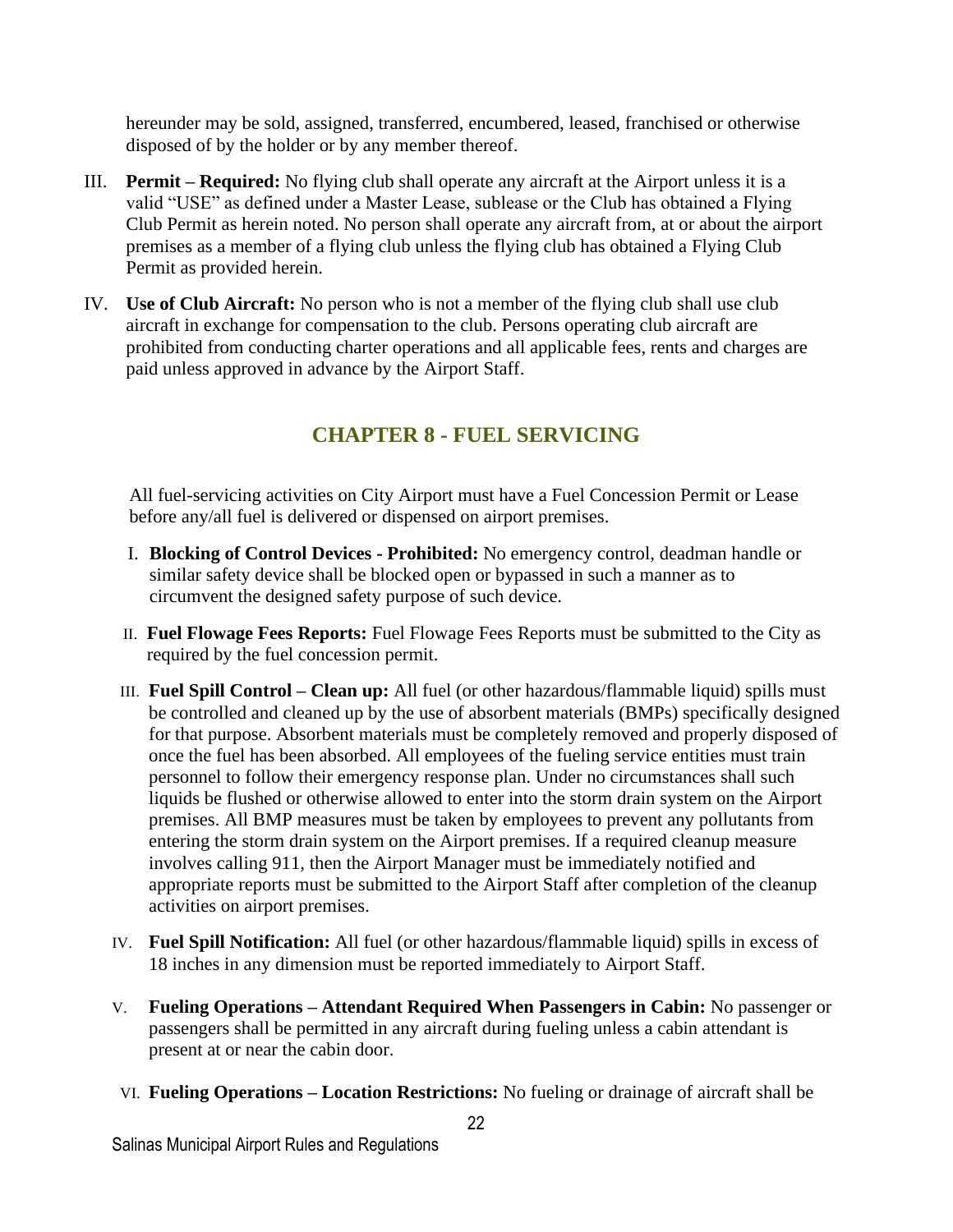hereunder may be sold, assigned, transferred, encumbered, leased, franchised or otherwise disposed of by the holder or by any member thereof.

III. **Permit – Required:** No flying club shall operate any aircraft at the Airport unless it is a valid "USE" as defined under a Master Lease, sublease or the Club has obtained a Flying Club Permit as herein noted. No person shall operate any aircraft from, at or about the airport premises as a member of a flying club unless the flying club has obtained a Flying Club Permit as provided herein.

IV. **Use of Club Aircraft:** No person who is not a member of the flying club shall use club aircraft in exchange for compensation to the club. Persons operating club aircraft are prohibited from conducting charter operations and all applicable fees, rents and charges are paid unless approved in advance by the Airport Staff.

## CHAPTER 8 - FUEL SERVICING

All fuel-servicing activities on City Airport must have a Fuel Concession Permit or Lease before any/all fuel is delivered or dispensed on airport premises.

I. **Blocking of Control Devices - Prohibited:** No emergency control, deadman handle or similar safety device shall be blocked open or bypassed in such a manner as to circumvent the designed safety purpose of such device.

II. **Fuel Flowage Fees Reports:** Fuel Flowage Fees Reports must be submitted to the City as required by the fuel concession permit.

III. **Fuel Spill Control – Clean up:** All fuel (or other hazardous/flammable liquid) spills must be controlled and cleaned up by the use of absorbent materials (BMPs) specifically designed for that purpose. Absorbent materials must be completely removed and properly disposed of once the fuel has been absorbed. All employees of the fueling service entities must train personnel to follow their emergency response plan. Under no circumstances shall such liquids be flushed or otherwise allowed to enter into the storm drain system on the Airport premises. All BMP measures must be taken by employees to prevent any pollutants from entering the storm drain system on the Airport premises. If a required cleanup measure involves calling 911, then the Airport Manager must be immediately notified and appropriate reports must be submitted to the Airport Staff after completion of the cleanup activities on airport premises.

IV. **Fuel Spill Notification:** All fuel (or other hazardous/flammable liquid) spills in excess of 18 inches in any dimension must be reported immediately to Airport Staff.

V. **Fueling Operations – Attendant Required When Passengers in Cabin:** No passenger or passengers shall be permitted in any aircraft during fueling unless a cabin attendant is present at or near the cabin door.

VI. **Fueling Operations – Location Restrictions:** No fueling or drainage of aircraft shall be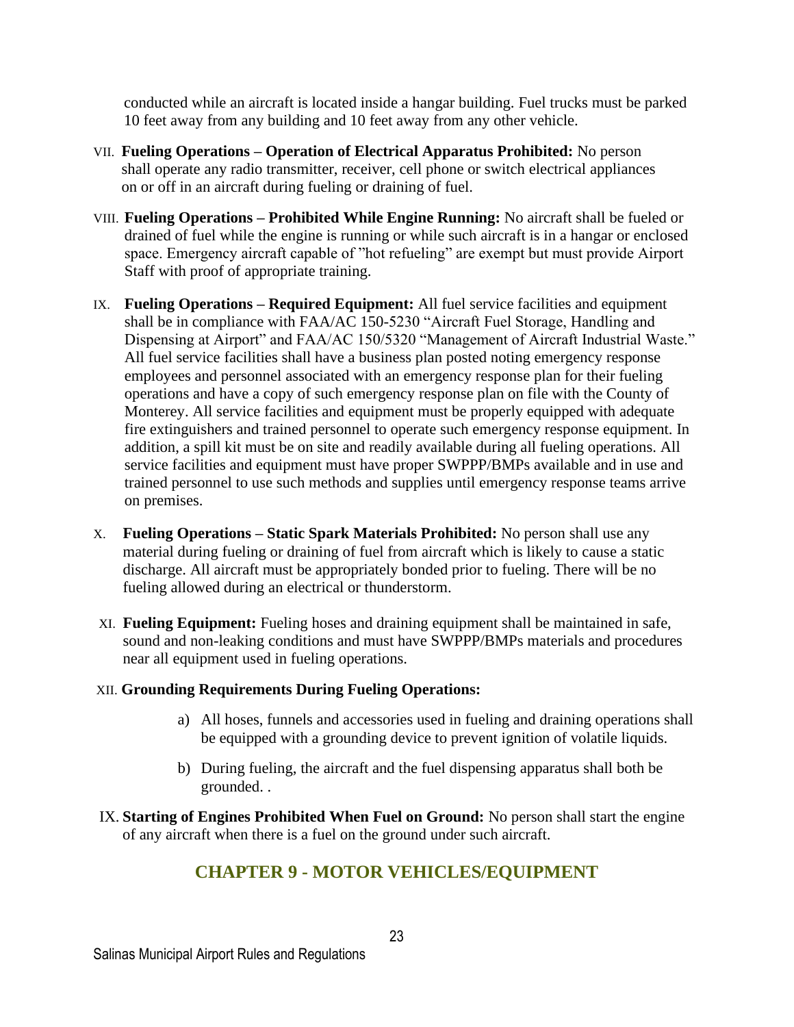conducted while an aircraft is located inside a hangar building. Fuel trucks must be parked 10 feet away from any building and 10 feet away from any other vehicle.

VII. **Fueling Operations – Operation of Electrical Apparatus Prohibited:** No person shall operate any radio transmitter, receiver, cell phone or switch electrical appliances on or off in an aircraft during fueling or draining of fuel.

VIII. **Fueling Operations – Prohibited While Engine Running:** No aircraft shall be fueled or drained of fuel while the engine is running or while such aircraft is in a hangar or enclosed space. Emergency aircraft capable of "hot refueling" are exempt but must provide Airport Staff with proof of appropriate training.

IX. **Fueling Operations – Required Equipment:** All fuel service facilities and equipment shall be in compliance with FAA/AC 150-5230 "Aircraft Fuel Storage, Handling and Dispensing at Airport" and FAA/AC 150/5320 "Management of Aircraft Industrial Waste." All fuel service facilities shall have a business plan posted noting emergency response employees and personnel associated with an emergency response plan for their fueling operations and have a copy of such emergency response plan on file with the County of Monterey. All service facilities and equipment must be properly equipped with adequate fire extinguishers and trained personnel to operate such emergency response equipment. In addition, a spill kit must be on site and readily available during all fueling operations. All service facilities and equipment must have proper SWPPP/BMPs available and in use and trained personnel to use such methods and supplies until emergency response teams arrive on premises.

X. **Fueling Operations – Static Spark Materials Prohibited:** No person shall use any material during fueling or draining of fuel from aircraft which is likely to cause a static discharge. All aircraft must be appropriately bonded prior to fueling. There will be no fueling allowed during an electrical or thunderstorm.

XI. **Fueling Equipment:** Fueling hoses and draining equipment shall be maintained in safe, sound and non-leaking conditions and must have SWPPP/BMPs materials and procedures near all equipment used in fueling operations.

XII. **Grounding Requirements During Fueling Operations:**

a) All hoses, funnels and accessories used in fueling and draining operations shall be equipped with a grounding device to prevent ignition of volatile liquids.

b) During fueling, the aircraft and the fuel dispensing apparatus shall both be grounded. .

IX. **Starting of Engines Prohibited When Fuel on Ground:** No person shall start the engine of any aircraft when there is a fuel on the ground under such aircraft.

## CHAPTER 9 - MOTOR VEHICLES/EQUIPMENT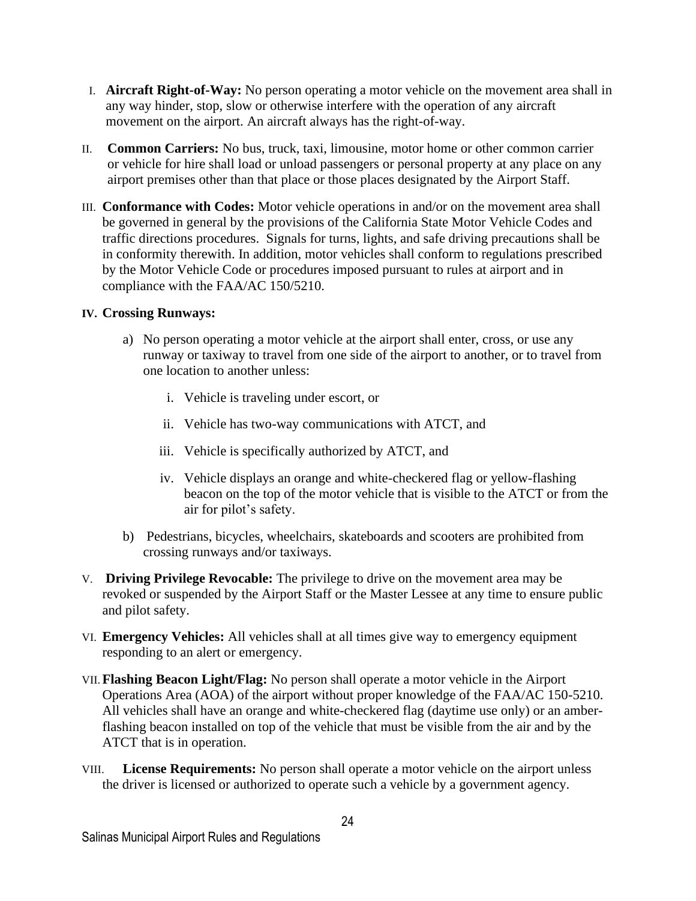I. **Aircraft Right-of-Way:** No person operating a motor vehicle on the movement area shall in any way hinder, stop, slow or otherwise interfere with the operation of any aircraft movement on the airport. An aircraft always has the right-of-way.

II. **Common Carriers:** No bus, truck, taxi, limousine, motor home or other common carrier or vehicle for hire shall load or unload passengers or personal property at any place on any airport premises other than that place or those places designated by the Airport Staff.

III. **Conformance with Codes:** Motor vehicle operations in and/or on the movement area shall be governed in general by the provisions of the California State Motor Vehicle Codes and traffic directions procedures. Signals for turns, lights, and safe driving precautions shall be in conformity therewith. In addition, motor vehicles shall conform to regulations prescribed by the Motor Vehicle Code or procedures imposed pursuant to rules at airport and in compliance with the FAA/AC 150/5210.

IV. **Crossing Runways:**

a) No person operating a motor vehicle at the airport shall enter, cross, or use any runway or taxiway to travel from one side of the airport to another, or to travel from one location to another unless:

i. Vehicle is traveling under escort, or

ii. Vehicle has two-way communications with ATCT, and

iii. Vehicle is specifically authorized by ATCT, and

iv. Vehicle displays an orange and white-checkered flag or yellow-flashing beacon on the top of the motor vehicle that is visible to the ATCT or from the air for pilot's safety.

b) Pedestrians, bicycles, wheelchairs, skateboards and scooters are prohibited from crossing runways and/or taxiways.

V. **Driving Privilege Revocable:** The privilege to drive on the movement area may be revoked or suspended by the Airport Staff or the Master Lessee at any time to ensure public and pilot safety.

VI. **Emergency Vehicles:** All vehicles shall at all times give way to emergency equipment responding to an alert or emergency.

VII. **Flashing Beacon Light/Flag:** No person shall operate a motor vehicle in the Airport Operations Area (AOA) of the airport without proper knowledge of the FAA/AC 150-5210. All vehicles shall have an orange and white-checkered flag (daytime use only) or an amber-flashing beacon installed on top of the vehicle that must be visible from the air and by the ATCT that is in operation.

VIII. **License Requirements:** No person shall operate a motor vehicle on the airport unless the driver is licensed or authorized to operate such a vehicle by a government agency.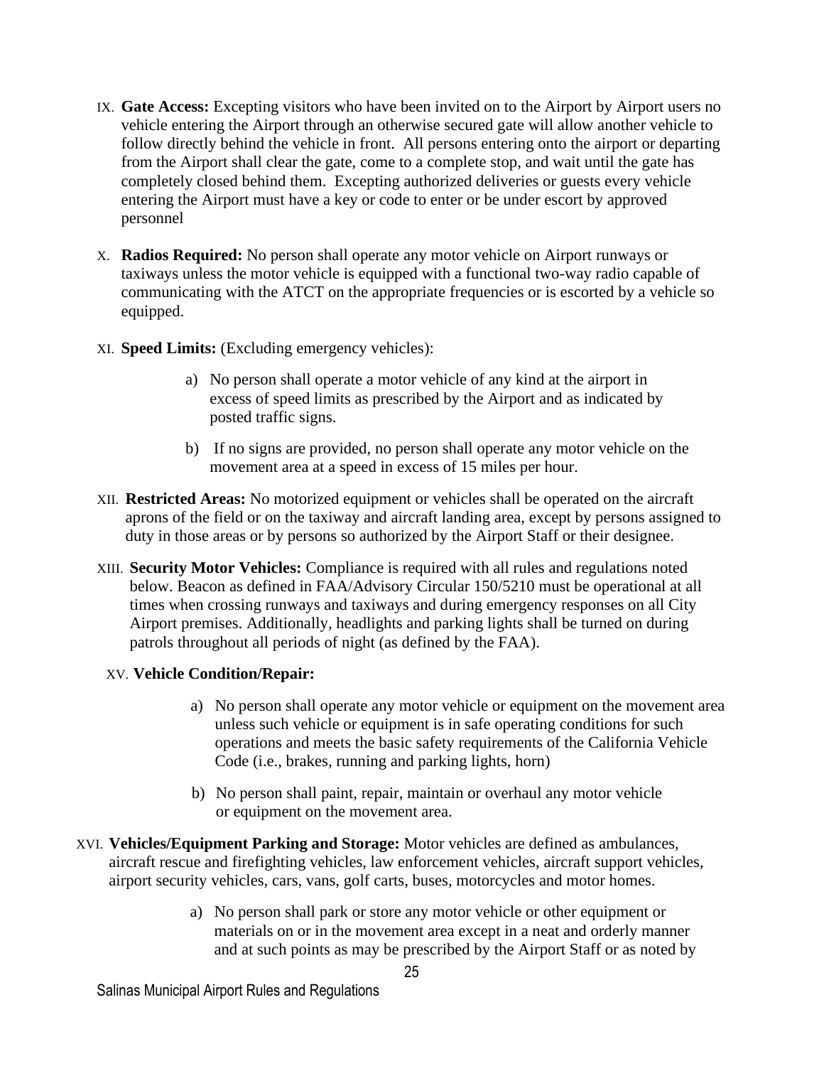IX. **Gate Access:** Excepting visitors who have been invited on to the Airport by Airport users no vehicle entering the Airport through an otherwise secured gate will allow another vehicle to follow directly behind the vehicle in front. All persons entering onto the airport or departing from the Airport shall clear the gate, come to a complete stop, and wait until the gate has completely closed behind them. Excepting authorized deliveries or guests every vehicle entering the Airport must have a key or code to enter or be under escort by approved personnel

X. **Radios Required:** No person shall operate any motor vehicle on Airport runways or taxiways unless the motor vehicle is equipped with a functional two-way radio capable of communicating with the ATCT on the appropriate frequencies or is escorted by a vehicle so equipped.

XI. **Speed Limits:** (Excluding emergency vehicles):

a) No person shall operate a motor vehicle of any kind at the airport in excess of speed limits as prescribed by the Airport and as indicated by posted traffic signs.

b) If no signs are provided, no person shall operate any motor vehicle on the movement area at a speed in excess of 15 miles per hour.

XII. **Restricted Areas:** No motorized equipment or vehicles shall be operated on the aircraft aprons of the field or on the taxiway and aircraft landing area, except by persons assigned to duty in those areas or by persons so authorized by the Airport Staff or their designee.

XIII. **Security Motor Vehicles:** Compliance is required with all rules and regulations noted below. Beacon as defined in FAA/Advisory Circular 150/5210 must be operational at all times when crossing runways and taxiways and during emergency responses on all City Airport premises. Additionally, headlights and parking lights shall be turned on during patrols throughout all periods of night (as defined by the FAA).

XV. **Vehicle Condition/Repair:**

a) No person shall operate any motor vehicle or equipment on the movement area unless such vehicle or equipment is in safe operating conditions for such operations and meets the basic safety requirements of the California Vehicle Code (i.e., brakes, running and parking lights, horn)

b) No person shall paint, repair, maintain or overhaul any motor vehicle or equipment on the movement area.

XVI. **Vehicles/Equipment Parking and Storage:** Motor vehicles are defined as ambulances, aircraft rescue and firefighting vehicles, law enforcement vehicles, aircraft support vehicles, airport security vehicles, cars, vans, golf carts, buses, motorcycles and motor homes.

a) No person shall park or store any motor vehicle or other equipment or materials on or in the movement area except in a neat and orderly manner and at such points as may be prescribed by the Airport Staff or as noted by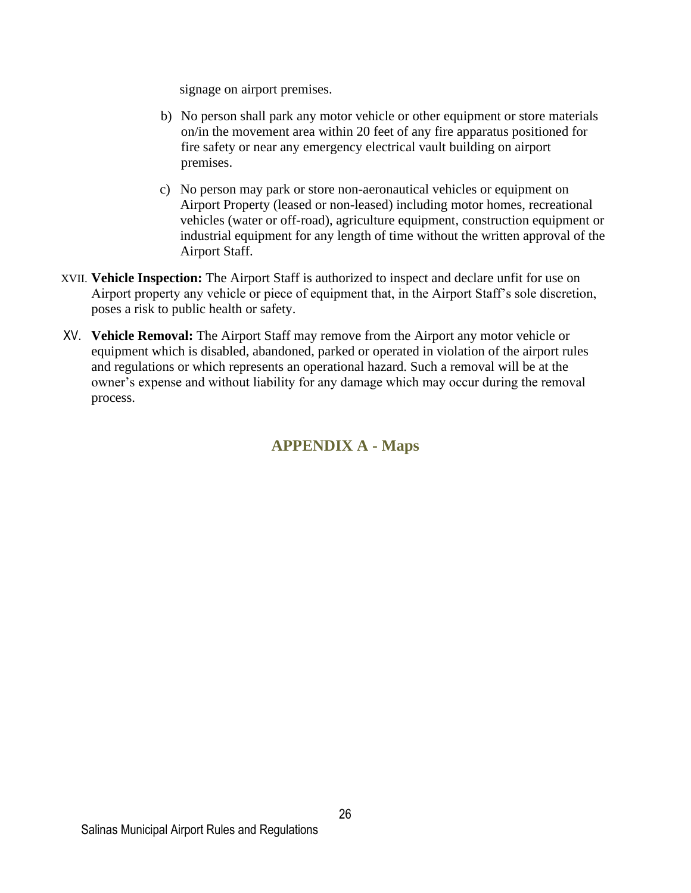signage on airport premises.

b) No person shall park any motor vehicle or other equipment or store materials on/in the movement area within 20 feet of any fire apparatus positioned for fire safety or near any emergency electrical vault building on airport premises.

c) No person may park or store non-aeronautical vehicles or equipment on Airport Property (leased or non-leased) including motor homes, recreational vehicles (water or off-road), agriculture equipment, construction equipment or industrial equipment for any length of time without the written approval of the Airport Staff.

XVII. **Vehicle Inspection:** The Airport Staff is authorized to inspect and declare unfit for use on Airport property any vehicle or piece of equipment that, in the Airport Staff's sole discretion, poses a risk to public health or safety.

XV. **Vehicle Removal:** The Airport Staff may remove from the Airport any motor vehicle or equipment which is disabled, abandoned, parked or operated in violation of the airport rules and regulations or which represents an operational hazard. Such a removal will be at the owner's expense and without liability for any damage which may occur during the removal process.

## APPENDIX A - Maps